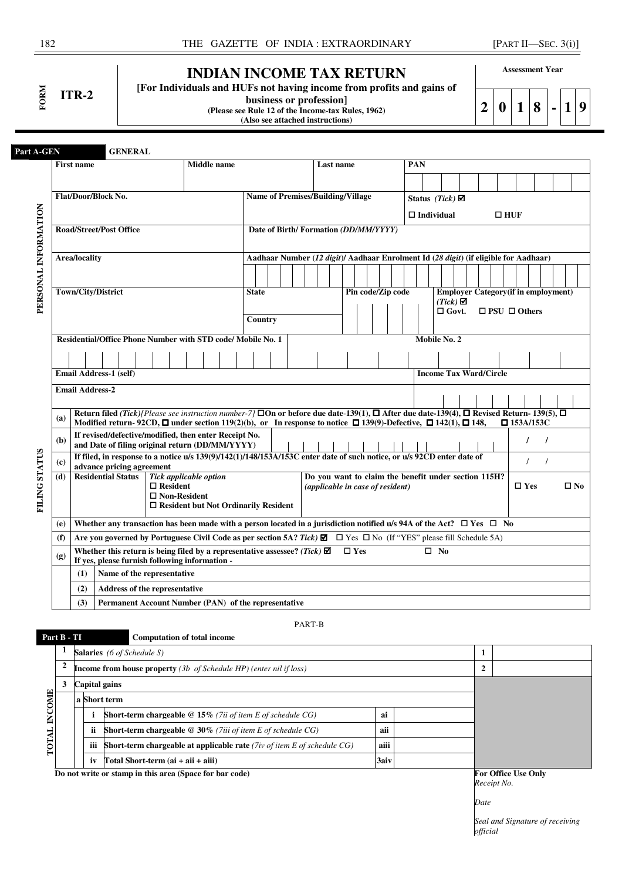**FORM ITR-2**

# INDIAN INCOME TAX RETURN

**[For Individuals and HUFs not having income from profits and gains of business or profession]**

**(Please see Rule 12 of the Income-tax Rules, 1962)**

**(Also see attached instructions)**

**Assessment Year** 2 0 1 8 - 1 9

## Part A-GEN GENERAL

### PERSONAL INFORMATION

| First name | Middle name | Last name | PAN |
|---|---|---|---|
| | | | |

| Flat/Door/Block No. | Name of Premises/Building/Village | Status *(Tick)* ☑ ☐ Individual ☐ HUF |
|---|---|---|
| **Road/Street/Post Office** | **Date of Birth/ Formation** *(DD/MM/YYYY)* | |
| **Area/locality** | **Aadhaar Number** (*12 digit*)/ **Aadhaar Enrolment Id** (*28 digit*) **(if eligible for Aadhaar)** | |
| **Town/City/District** | **State** / **Country** | **Pin code/Zip code** / **Employer Category(if in employment)** *(Tick)* ☑ ☐ Govt. ☐ PSU ☐ Others |

| Residential/Office Phone Number with STD code/ Mobile No. 1 | Mobile No. 2 |
|---|---|
| | |

| Email Address-1 (self) | Income Tax Ward/Circle |
|---|---|
| **Email Address-2** | |

### FILING STATUS

| | |
|---|---|
| (a) | **Return filed** *(Tick)[Please see instruction number-7]* ☐On or before due date-139(1), ☐ After due date-139(4), ☐ Revised Return- 139(5), ☐ Modified return- 92CD, ☐ under section 119(2)(b), or In response to notice ☐ 139(9)-Defective, ☐ 142(1), ☐ 148, ☐ 153A/153C |
| (b) | **If revised/defective/modified, then enter Receipt No. and Date of filing original return (DD/MM/YYYY)** &nbsp;&nbsp; / / |
| (c) | **If filed, in response to a notice u/s 139(9)/142(1)/148/153A/153C enter date of such notice, or u/s 92CD enter date of advance pricing agreement** &nbsp;&nbsp; / / |
| (d) | **Residential Status** *Tick applicable option* ☐ Resident ☐ Non-Resident ☐ Resident but Not Ordinarily Resident — **Do you want to claim the benefit under section 115H?** *(applicable in case of resident)* ☐ Yes ☐ No |
| (e) | **Whether any transaction has been made with a person located in a jurisdiction notified u/s 94A of the Act?** ☐ Yes ☐ No |
| (f) | **Are you governed by Portuguese Civil Code as per section 5A?** *Tick)* ☑ ☐ Yes ☐ No (If "YES" please fill Schedule 5A) |
| (g) | **Whether this return is being filed by a representative assessee?** *(Tick)* ☑ ☐ Yes ☐ No **If yes, please furnish following information -** |
| | (1) Name of the representative |
| | (2) Address of the representative |
| | (3) Permanent Account Number (PAN) of the representative |

PART-B

## Part B - TI Computation of total income

### TOTAL INCOME

| | | | | | |
|---|---|---|---|---|---|
| 1 | **Salaries** *(6 of Schedule S)* | | | 1 | |
| 2 | **Income from house property** *(3b of Schedule HP) (enter nil if loss)* | | | 2 | |
| 3 | **Capital gains** | | | | |
| | a **Short term** | | | | |
| | i | **Short-term chargeable @ 15%** *(7ii of item E of schedule CG)* | ai | | |
| | ii | **Short-term chargeable @ 30%** *(7iii of item E of schedule CG)* | aii | | |
| | iii | **Short-term chargeable at applicable rate** *(7iv of item E of schedule CG)* | aiii | | |
| | iv | **Total Short-term (ai + aii + aiii)** | 3aiv | | |

**Do not write or stamp in this area (Space for bar code)**

**For Office Use Only**

*Receipt No.*

*Date*

*Seal and Signature of receiving official*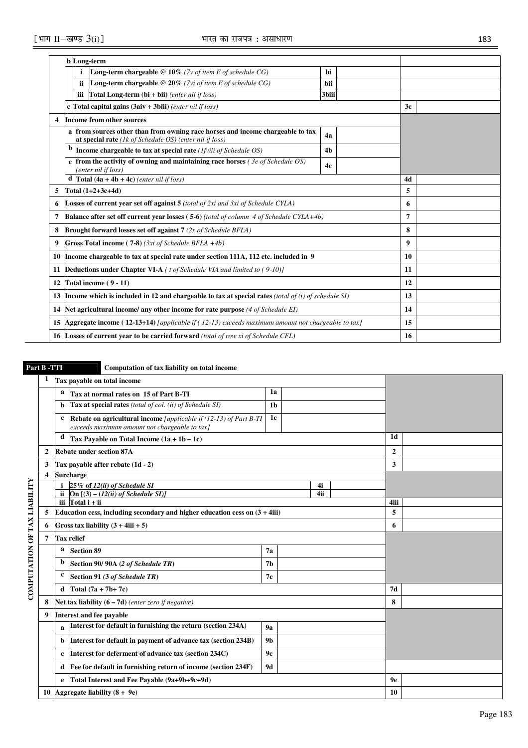| | | | | | |
|---|---|---|---|---|---|
| | **b** | **Long-term** | | | |
| | | **i** **Long-term chargeable @ 10%** *(7v of item E of schedule CG)* | **bi** | | |
| | | **ii** **Long-term chargeable @ 20%** *(7vi of item E of schedule CG)* | **bii** | | |
| | | **iii** **Total Long-term (bi + bii)** *(enter nil if loss)* | **3biii** | | |
| | **c** | **Total capital gains (3aiv + 3biii)** *(enter nil if loss)* | | **3c** | |
| **4** | | **Income from other sources** | | | |
| | **a** | **from sources other than from owning race horses and income chargeable to tax at special rate** *(1k of Schedule OS) (enter nil if loss)* | **4a** | | |
| | **b** | **Income chargeable to tax at special rate** *(1fviii of Schedule OS)* | **4b** | | |
| | **c** | **from the activity of owning and maintaining race horses** *( 3e of Schedule OS) (enter nil if loss)* | **4c** | | |
| | **d** | **Total (4a + 4b + 4c)** *(enter nil if loss)* | | **4d** | |
| **5** | | **Total (1+2+3c+4d)** | | **5** | |
| **6** | | **Losses of current year set off against 5** *(total of 2xi and 3xi of Schedule CYLA)* | | **6** | |
| **7** | | **Balance after set off current year losses ( 5-6)** *(total of column 4 of Schedule CYLA+4b)* | | **7** | |
| **8** | | **Brought forward losses set off against 7** *(2x of Schedule BFLA)* | | **8** | |
| **9** | | **Gross Total income ( 7-8)** *(3xi of Schedule BFLA +4b)* | | **9** | |
| **10** | | **Income chargeable to tax at special rate under section 111A, 112 etc. included in 9** | | **10** | |
| **11** | | **Deductions under Chapter VI-A** *[ t of Schedule VIA and limited to ( 9-10)]* | | **11** | |
| **12** | | **Total income ( 9 - 11)** | | **12** | |
| **13** | | **Income which is included in 12 and chargeable to tax at special rates** *(total of (i) of schedule SI)* | | **13** | |
| **14** | | **Net agricultural income/ any other income for rate purpose** *(4 of Schedule EI)* | | **14** | |
| **15** | | **Aggregate income ( 12-13+14)** *[applicable if ( 12-13) exceeds maximum amount not chargeable to tax]* | | **15** | |
| **16** | | **Losses of current year to be carried forward** *(total of row xi of Schedule CFL)* | | **16** | |

**Part B -TTI** **Computation of tax liability on total income**

**COMPUTATION OF TAX LIABILITY**

| | | | | | |
|---|---|---|---|---|---|
| **1** | | **Tax payable on total income** | | | |
| | **a** | **Tax at normal rates on 15 of Part B-TI** | **1a** | | |
| | **b** | **Tax at special rates** *(total of col. (ii) of Schedule SI)* | **1b** | | |
| | **c** | **Rebate on agricultural income** *[applicable if (12-13) of Part B-TI exceeds maximum amount not chargeable to tax]* | **1c** | | |
| | **d** | **Tax Payable on Total Income (1a + 1b – 1c)** | | **1d** | |
| **2** | | **Rebate under section 87A** | | **2** | |
| **3** | | **Tax payable after rebate (1d - 2)** | | **3** | |
| **4** | | **Surcharge** | | | |
| | **i** | **25% of** *12(ii) of Schedule SI* | **4i** | | |
| | **ii** | **On [(3) – (***12(ii) of Schedule SI***)]** | **4ii** | | |
| | **iii** | **Total i + ii** | | **4iii** | |
| **5** | | **Education cess, including secondary and higher education cess on (3 + 4iii)** | | **5** | |
| **6** | | **Gross tax liability (3 + 4iii + 5)** | | **6** | |
| **7** | | **Tax relief** | | | |
| | **a** | **Section 89** | **7a** | | |
| | **b** | **Section 90/ 90A (***2 of Schedule TR***)** | **7b** | | |
| | **c** | **Section 91** *(3 of Schedule TR)* | **7c** | | |
| | **d** | **Total (7a + 7b+ 7c)** | | **7d** | |
| **8** | | **Net tax liability (6 – 7d)** *(enter zero if negative)* | | **8** | |
| **9** | | **Interest and fee payable** | | | |
| | **a** | **Interest for default in furnishing the return (section 234A)** | **9a** | | |
| | **b** | **Interest for default in payment of advance tax (section 234B)** | **9b** | | |
| | **c** | **Interest for deferment of advance tax (section 234C)** | **9c** | | |
| | **d** | **Fee for default in furnishing return of income (section 234F)** | **9d** | | |
| | **e** | **Total Interest and Fee Payable (9a+9b+9c+9d)** | | **9e** | |
| **10** | | **Aggregate liability (8 + 9e)** | | **10** | |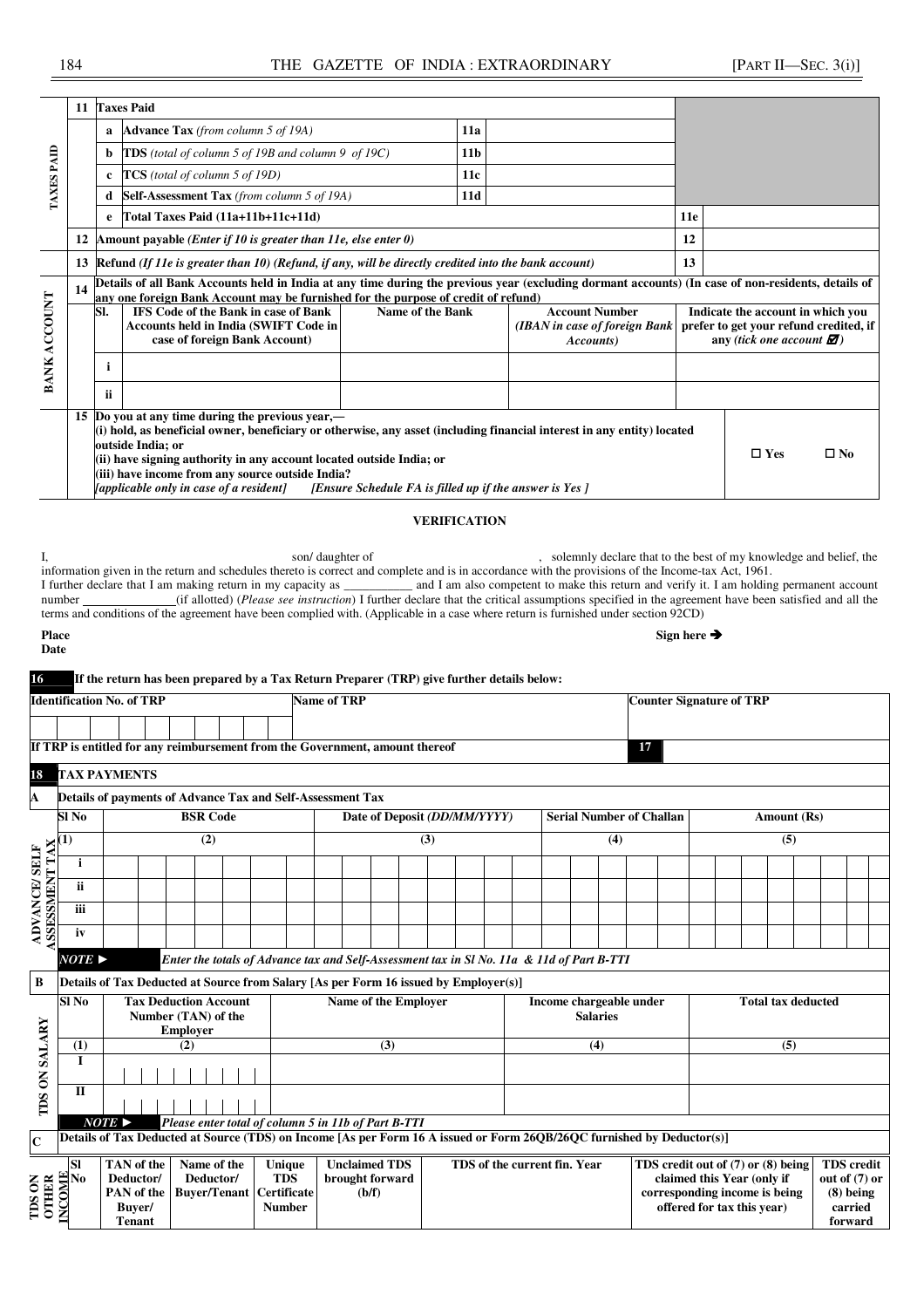| | | | | | |
|---|---|---|---|---|---|
| **TAXES PAID** | **11** | **Taxes Paid** | | | |
| | | **a** | **Advance Tax** *(from column 5 of 19A)* | **11a** | |
| | | **b** | **TDS** *(total of column 5 of 19B and column 9 of 19C)* | **11b** | |
| | | **c** | **TCS** *(total of column 5 of 19D)* | **11c** | |
| | | **d** | **Self-Assessment Tax** *(from column 5 of 19A)* | **11d** | |
| | | **e** | **Total Taxes Paid (11a+11b+11c+11d)** | **11e** | |
| | **12** | **Amount payable** *(Enter if 10 is greater than 11e, else enter 0)* | | **12** | |
| | **13** | **Refund** *(If 11e is greater than 10) (Refund, if any, will be directly credited into the bank account)* | | **13** | |

**BANK ACCOUNT**

**14** **Details of all Bank Accounts held in India at any time during the previous year (excluding dormant accounts) (In case of non-residents, details of any one foreign Bank Account may be furnished for the purpose of credit of refund)**

| Sl. | IFS Code of the Bank in case of Bank Accounts held in India (SWIFT Code in case of foreign Bank Account) | Name of the Bank | Account Number *(IBAN in case of foreign Bank Accounts)* | Indicate the account in which you prefer to get your refund credited, if any *(tick one account ☑)* |
|---|---|---|---|---|
| i | | | | |
| ii | | | | |

**15** **Do you at any time during the previous year,—**
**(i) hold, as beneficial owner, beneficiary or otherwise, any asset (including financial interest in any entity) located outside India; or**
**(ii) have signing authority in any account located outside India; or**
**(iii) have income from any source outside India?**
***[applicable only in case of a resident]*** ***[Ensure Schedule FA is filled up if the answer is Yes ]***

☐ **Yes** ☐ **No**

## VERIFICATION

I, son/ daughter of , solemnly declare that to the best of my knowledge and belief, the information given in the return and schedules thereto is correct and complete and is in accordance with the provisions of the Income-tax Act, 1961.
I further declare that I am making return in my capacity as ___________ and I am also competent to make this return and verify it. I am holding permanent account number ______________(if allotted) (*Please see instruction*) I further declare that the critical assumptions specified in the agreement have been satisfied and all the terms and conditions of the agreement have been complied with. (Applicable in a case where return is furnished under section 92CD)

**Place**
**Date**

**Sign here ➔**

**16** **If the return has been prepared by a Tax Return Preparer (TRP) give further details below:**

| **Identification No. of TRP** | **Name of TRP** | **Counter Signature of TRP** |
|---|---|---|
| | | |

**If TRP is entitled for any reimbursement from the Government, amount thereof** **17**

**18** **TAX PAYMENTS**

**A** **Details of payments of Advance Tax and Self-Assessment Tax**

**ADVANCE/ SELF ASSESSMENT TAX**

| Sl No | BSR Code | Date of Deposit *(DD/MM/YYYY)* | Serial Number of Challan | Amount (Rs) |
|---|---|---|---|---|
| (1) | (2) | (3) | (4) | (5) |
| i | | | | |
| ii | | | | |
| iii | | | | |
| iv | | | | |

***NOTE ►*** *Enter the totals of Advance tax and Self-Assessment tax in Sl No. 11a & 11d of Part B-TTI*

**B** **Details of Tax Deducted at Source from Salary [As per Form 16 issued by Employer(s)]**

**TDS ON SALARY**

| Sl No | Tax Deduction Account Number (TAN) of the Employer | Name of the Employer | Income chargeable under Salaries | Total tax deducted |
|---|---|---|---|---|
| (1) | (2) | (3) | (4) | (5) |
| I | | | | |
| II | | | | |

***NOTE ►*** *Please enter total of column 5 in 11b of Part B-TTI*

**C** **Details of Tax Deducted at Source (TDS) on Income [As per Form 16 A issued or Form 26QB/26QC furnished by Deductor(s)]**

**TDS ON OTHER INCOME**

| Sl No | TAN of the Deductor/ PAN of the Buyer/ Tenant | Name of the Deductor/ Buyer/Tenant | Unique TDS Certificate Number | Unclaimed TDS brought forward (b/f) | TDS of the current fin. Year | TDS credit out of (7) or (8) being claimed this Year (only if corresponding income is being offered for tax this year) | TDS credit out of (7) or (8) being carried forward |
|---|---|---|---|---|---|---|---|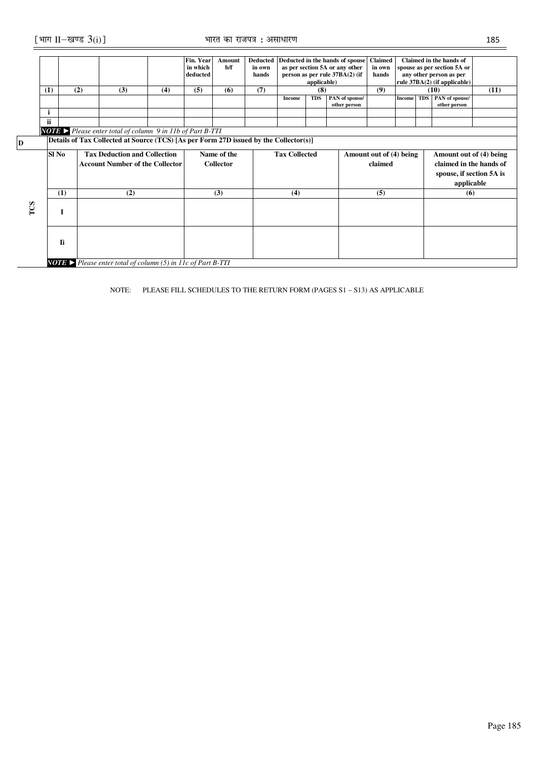| (1) | (2) | (3) | (4) | Fin. Year in which deducted (5) | Amount b/f (6) | Deducted in own hands (7) | Deducted in the hands of spouse as per section 5A or any other person as per rule 37BA(2) (if applicable) (8) | | | Claimed in own hands (9) | Claimed in the hands of spouse as per section 5A or any other person as per rule 37BA(2) (if applicable) (10) | | | (11) |
|---|---|---|---|---|---|---|---|---|---|---|---|---|---|---|
| | | | | | | | Income | TDS | PAN of spouse/ other person | | Income | TDS | PAN of spouse/ other person | |
| i | | | | | | | | | | | | | | |
| ii | | | | | | | | | | | | | | |

*NOTE ► Please enter total of column 9 in 11b of Part B-TTI*

**D — TCS**

**Details of Tax Collected at Source (TCS) [As per Form 27D issued by the Collector(s)]**

| Sl No | Tax Deduction and Collection Account Number of the Collector | Name of the Collector | Tax Collected | Amount out of (4) being claimed | Amount out of (4) being claimed in the hands of spouse, if section 5A is applicable |
|---|---|---|---|---|---|
| (1) | (2) | (3) | (4) | (5) | (6) |
| I | | | | | |
| Ii | | | | | |

*NOTE ► Please enter total of column (5) in 11c of Part B-TTI*

NOTE: PLEASE FILL SCHEDULES TO THE RETURN FORM (PAGES S1 – S13) AS APPLICABLE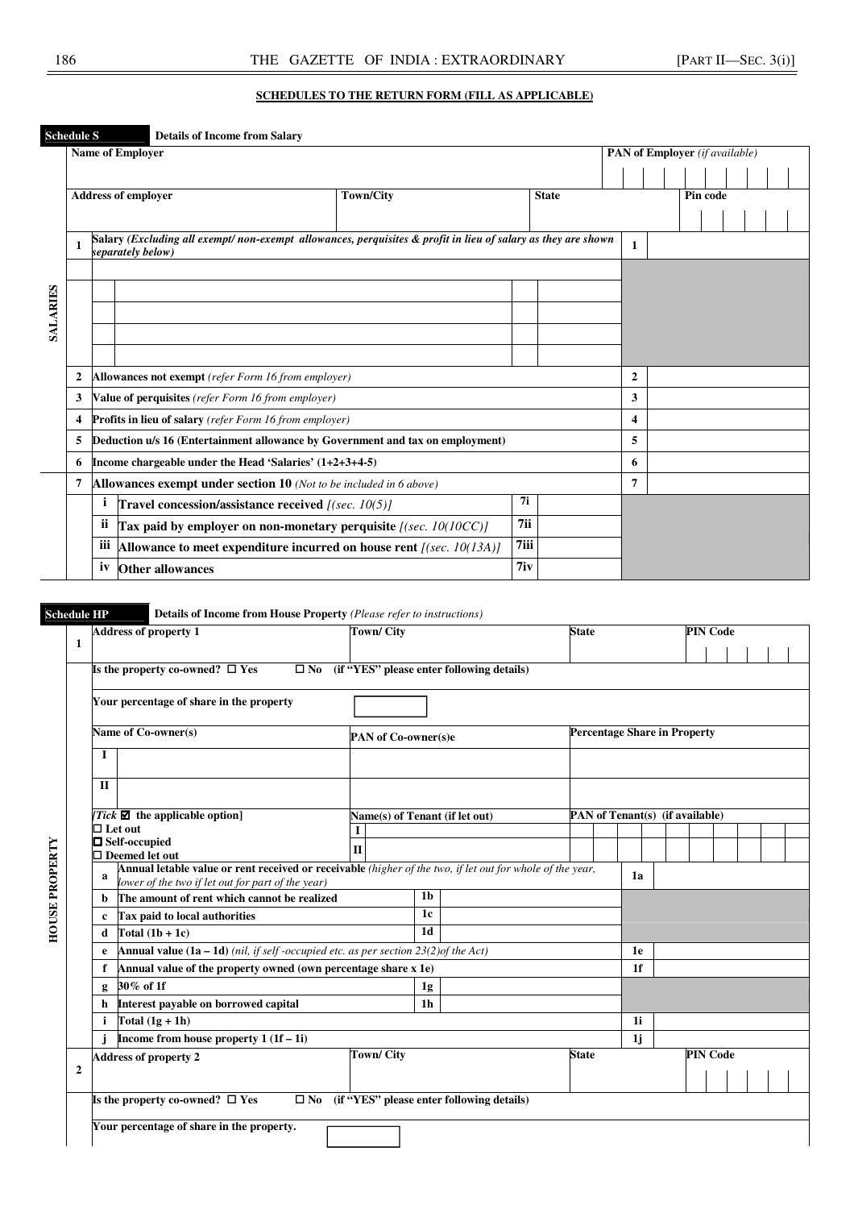**SCHEDULES TO THE RETURN FORM (FILL AS APPLICABLE)**

**Schedule S** **Details of Income from Salary**

| SALARIES | | | | | | |
|---|---|---|---|---|---|---|
| **Name of Employer** | | | | | **PAN of Employer** *(if available)* | |
| **Address of employer** | | **Town/City** | **State** | | **Pin code** | |
| **1** | **Salary** *(Excluding all exempt/ non-exempt allowances, perquisites & profit in lieu of salary as they are shown separately below)* | | | | **1** | |
| | | | | | | |
| | | | | | | |
| | | | | | | |
| | | | | | | |
| **2** | **Allowances not exempt** *(refer Form 16 from employer)* | | | | **2** | |
| **3** | **Value of perquisites** *(refer Form 16 from employer)* | | | | **3** | |
| **4** | **Profits in lieu of salary** *(refer Form 16 from employer)* | | | | **4** | |
| **5** | **Deduction u/s 16 (Entertainment allowance by Government and tax on employment)** | | | | **5** | |
| **6** | **Income chargeable under the Head 'Salaries' (1+2+3+4-5)** | | | | **6** | |
| **7** | **Allowances exempt under section 10** *(Not to be included in 6 above)* | | | | **7** | |
| | **i** | **Travel concession/assistance received** *[(sec. 10(5)]* | **7i** | | | |
| | **ii** | **Tax paid by employer on non-monetary perquisite** *[(sec. 10(10CC)]* | **7ii** | | | |
| | **iii** | **Allowance to meet expenditure incurred on house rent** *[(sec. 10(13A)]* | **7iii** | | | |
| | **iv** | **Other allowances** | **7iv** | | | |

**Schedule HP** **Details of Income from House Property** *(Please refer to instructions)*

| HOUSE PROPERTY | | | | | | |
|---|---|---|---|---|---|---|
| **1** | **Address of property 1** | **Town/ City** | | **State** | **PIN Code** | |
| | **Is the property co-owned?** ☐ **Yes** ☐ **No** **(if "YES" please enter following details)** | | | | | |
| | **Your percentage of share in the property** | | | | | |
| | **Name of Co-owner(s)** | **PAN of Co-owner(s)e** | | **Percentage Share in Property** | | |
| | **I** | | | | | |
| | **II** | | | | | |
| | *[Tick* ☑ **the applicable option]** ☐ **Let out** ☐ **Self-occupied** ☐ **Deemed let out** | **Name(s) of Tenant (if let out)** I / II | | **PAN of Tenant(s) (if available)** | | |
| | **a** | **Annual letable value or rent received or receivable** *(higher of the two, if let out for whole of the year, lower of the two if let out for part of the year)* | | | **1a** | |
| | **b** | **The amount of rent which cannot be realized** | **1b** | | | |
| | **c** | **Tax paid to local authorities** | **1c** | | | |
| | **d** | **Total (1b + 1c)** | **1d** | | | |
| | **e** | **Annual value (1a – 1d)** *(nil, if self -occupied etc. as per section 23(2)of the Act)* | | | **1e** | |
| | **f** | **Annual value of the property owned (own percentage share x 1e)** | | | **1f** | |
| | **g** | **30% of 1f** | **1g** | | | |
| | **h** | **Interest payable on borrowed capital** | **1h** | | | |
| | **i** | **Total (1g + 1h)** | | | **1i** | |
| | **j** | **Income from house property 1 (1f – 1i)** | | | **1j** | |
| **2** | **Address of property 2** | **Town/ City** | | **State** | **PIN Code** | |
| | **Is the property co-owned?** ☐ **Yes** ☐ **No** **(if "YES" please enter following details)** | | | | | |
| | **Your percentage of share in the property.** | | | | | |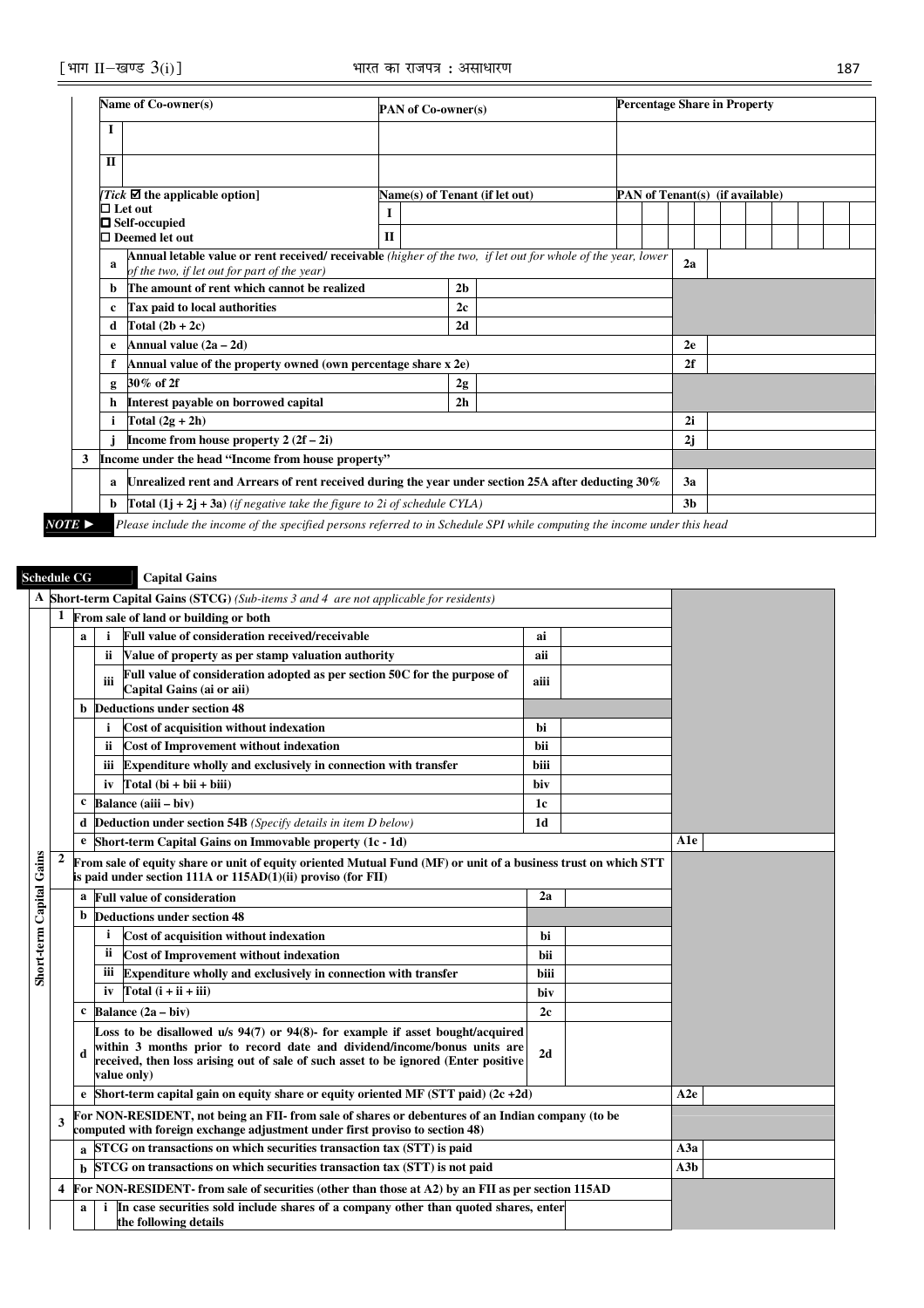| Name of Co-owner(s) | | PAN of Co-owner(s) | | Percentage Share in Property | |
|---|---|---|---|---|---|
| I | | | | | |
| II | | | | | |
| [Tick ☑ the applicable option] | | Name(s) of Tenant (if let out) | | PAN of Tenant(s) (if available) | |
| ☐ Let out ☐ Self-occupied ☐ Deemed let out | | I | | | |
| | | II | | | |
| a | Annual letable value or rent received/ receivable *(higher of the two, if let out for whole of the year, lower of the two, if let out for part of the year)* | | | 2a | |
| b | The amount of rent which cannot be realized | 2b | | | |
| c | Tax paid to local authorities | 2c | | | |
| d | Total (2b + 2c) | 2d | | | |
| e | Annual value (2a – 2d) | | | 2e | |
| f | Annual value of the property owned (own percentage share x 2e) | | | 2f | |
| g | 30% of 2f | 2g | | | |
| h | Interest payable on borrowed capital | 2h | | | |
| i | Total (2g + 2h) | | | 2i | |
| j | Income from house property 2 (2f – 2i) | | | 2j | |

| 3 | Income under the head "Income from house property" | | |
|---|---|---|---|
| a | Unrealized rent and Arrears of rent received during the year under section 25A after deducting 30% | 3a | |
| b | Total (1j + 2j + 3a) *(if negative take the figure to 2i of schedule CYLA)* | 3b | |

*NOTE ►* *Please include the income of the specified persons referred to in Schedule SPI while computing the income under this head*

## Schedule CG — Capital Gains

**A Short-term Capital Gains (STCG)** *(Sub-items 3 and 4 are not applicable for residents)*

| | | | | | | |
|---|---|---|---|---|---|---|
| **1** | **From sale of land or building or both** | | | | | |
| a | i | Full value of consideration received/receivable | ai | | | |
| | ii | Value of property as per stamp valuation authority | aii | | | |
| | iii | Full value of consideration adopted as per section 50C for the purpose of Capital Gains (ai or aii) | aiii | | | |
| b | | Deductions under section 48 | | | | |
| | i | Cost of acquisition without indexation | bi | | | |
| | ii | Cost of Improvement without indexation | bii | | | |
| | iii | Expenditure wholly and exclusively in connection with transfer | biii | | | |
| | iv | Total (bi + bii + biii) | biv | | | |
| c | | Balance (aiii – biv) | 1c | | | |
| d | | Deduction under section 54B *(Specify details in item D below)* | 1d | | | |
| e | | Short-term Capital Gains on Immovable property (1c - 1d) | | | A1e | |
| **2** | **From sale of equity share or unit of equity oriented Mutual Fund (MF) or unit of a business trust on which STT is paid under section 111A or 115AD(1)(ii) proviso (for FII)** | | | | | |
| a | | Full value of consideration | 2a | | | |
| b | | Deductions under section 48 | | | | |
| | i | Cost of acquisition without indexation | bi | | | |
| | ii | Cost of Improvement without indexation | bii | | | |
| | iii | Expenditure wholly and exclusively in connection with transfer | biii | | | |
| | iv | Total (i + ii + iii) | biv | | | |
| c | | Balance (2a – biv) | 2c | | | |
| d | | Loss to be disallowed u/s 94(7) or 94(8)- for example if asset bought/acquired within 3 months prior to record date and dividend/income/bonus units are received, then loss arising out of sale of such asset to be ignored (Enter positive value only) | 2d | | | |
| e | | Short-term capital gain on equity share or equity oriented MF (STT paid) (2c +2d) | | | A2e | |
| **3** | **For NON-RESIDENT, not being an FII- from sale of shares or debentures of an Indian company (to be computed with foreign exchange adjustment under first proviso to section 48)** | | | | | |
| a | | STCG on transactions on which securities transaction tax (STT) is paid | | | A3a | |
| b | | STCG on transactions on which securities transaction tax (STT) is not paid | | | A3b | |
| **4** | **For NON-RESIDENT- from sale of securities (other than those at A2) by an FII as per section 115AD** | | | | | |
| a | i | In case securities sold include shares of a company other than quoted shares, enter the following details | | | | |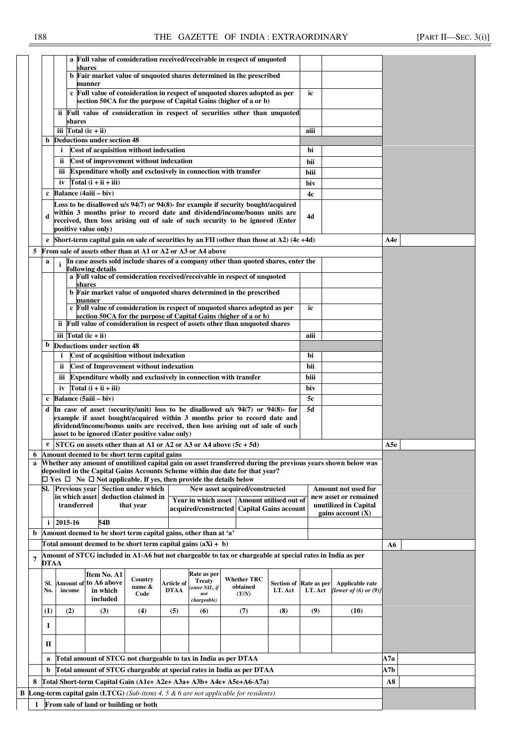| | | | | | |
|---|---|---|---|---|---|
| | | a Full value of consideration received/receivable in respect of unquoted shares | | | |
| | | b Fair market value of unquoted shares determined in the prescribed manner | | | |
| | | c Full value of consideration in respect of unquoted shares adopted as per section 50CA for the purpose of Capital Gains (higher of a or b) | ic | | |
| | ii | Full value of consideration in respect of securities other than unquoted shares | | | |
| | iii | Total (ic + ii) | aiii | | |
| b | | Deductions under section 48 | | | |
| | i | Cost of acquisition without indexation | bi | | |
| | ii | Cost of improvement without indexation | bii | | |
| | iii | Expenditure wholly and exclusively in connection with transfer | biii | | |
| | iv | Total (i + ii + iii) | biv | | |
| c | | Balance (4aiii – biv) | 4c | | |
| d | | Loss to be disallowed u/s 94(7) or 94(8)- for example if security bought/acquired within 3 months prior to record date and dividend/income/bonus units are received, then loss arising out of sale of such security to be ignored (Enter positive value only) | 4d | | |
| e | | Short-term capital gain on sale of securities by an FII (other than those at A2) (4c +4d) | | | A4e |

**5 From sale of assets other than at A1 or A2 or A3 or A4 above**

| | | | | | |
|---|---|---|---|---|---|
| a | i | In case assets sold include shares of a company other than quoted shares, enter the following details | | | |
| | | a Full value of consideration received/receivable in respect of unquoted shares | | | |
| | | b Fair market value of unquoted shares determined in the prescribed manner | | | |
| | | c Full value of consideration in respect of unquoted shares adopted as per section 50CA for the purpose of Capital Gains (higher of a or b) | ic | | |
| | ii | Full value of consideration in respect of assets other than unquoted shares | | | |
| | iii | Total (ic + ii) | aiii | | |
| b | | Deductions under section 48 | | | |
| | i | Cost of acquisition without indexation | bi | | |
| | ii | Cost of Improvement without indexation | bii | | |
| | iii | Expenditure wholly and exclusively in connection with transfer | biii | | |
| | iv | Total (i + ii + iii) | biv | | |
| c | | Balance (5aiii – biv) | 5c | | |
| d | | In case of asset (security/unit) loss to be disallowed u/s 94(7) or 94(8)- for example if asset bought/acquired within 3 months prior to record date and dividend/income/bonus units are received, then loss arising out of sale of such asset to be ignored (Enter positive value only) | 5d | | |
| e | | STCG on assets other than at A1 or A2 or A3 or A4 above (5c + 5d) | | | A5e |

**6 Amount deemed to be short term capital gains**

a Whether any amount of unutilized capital gain on asset transferred during the previous years shown below was deposited in the Capital Gains Accounts Scheme within due date for that year?
☐ Yes ☐ No ☐ Not applicable. If yes, then provide the details below

| Sl. | Previous year in which asset transferred | Section under which deduction claimed in that year | New asset acquired/constructed | | Amount not used for new asset or remained unutilized in Capital gains account (X) |
|---|---|---|---|---|---|
| | | | Year in which asset acquired/constructed | Amount utilised out of Capital Gains account | |
| i | 2015-16 | 54B | | | |

b Amount deemed to be short term capital gains, other than at 'a'

Total amount deemed to be short term capital gains (aXi + b) — **A6**

**7 Amount of STCG included in A1-A6 but not chargeable to tax or chargeable at special rates in India as per DTAA**

| Sl. No. | Amount of income | Item No. A1 to A6 above in which included | Country name & Code | Article of DTAA | Rate as per Treaty (enter NIL, if not chargeable) | Whether TRC obtained (Y/N) | Section of I.T. Act | Rate as per I.T. Act | Applicable rate [lower of (6) or (9)] |
|---|---|---|---|---|---|---|---|---|---|
| (1) | (2) | (3) | (4) | (5) | (6) | (7) | (8) | (9) | (10) |
| I | | | | | | | | | |
| II | | | | | | | | | |

a Total amount of STCG not chargeable to tax in India as per DTAA — **A7a**

b Total amount of STCG chargeable at special rates in India as per DTAA — **A7b**

**8 Total Short-term Capital Gain (A1e+ A2e+ A3a+ A3b+ A4e+ A5e+A6-A7a)** — **A8**

**B Long-term capital gain (LTCG)** *(Sub-items 4, 5 & 6 are not applicable for residents)*

**1 From sale of land or building or both**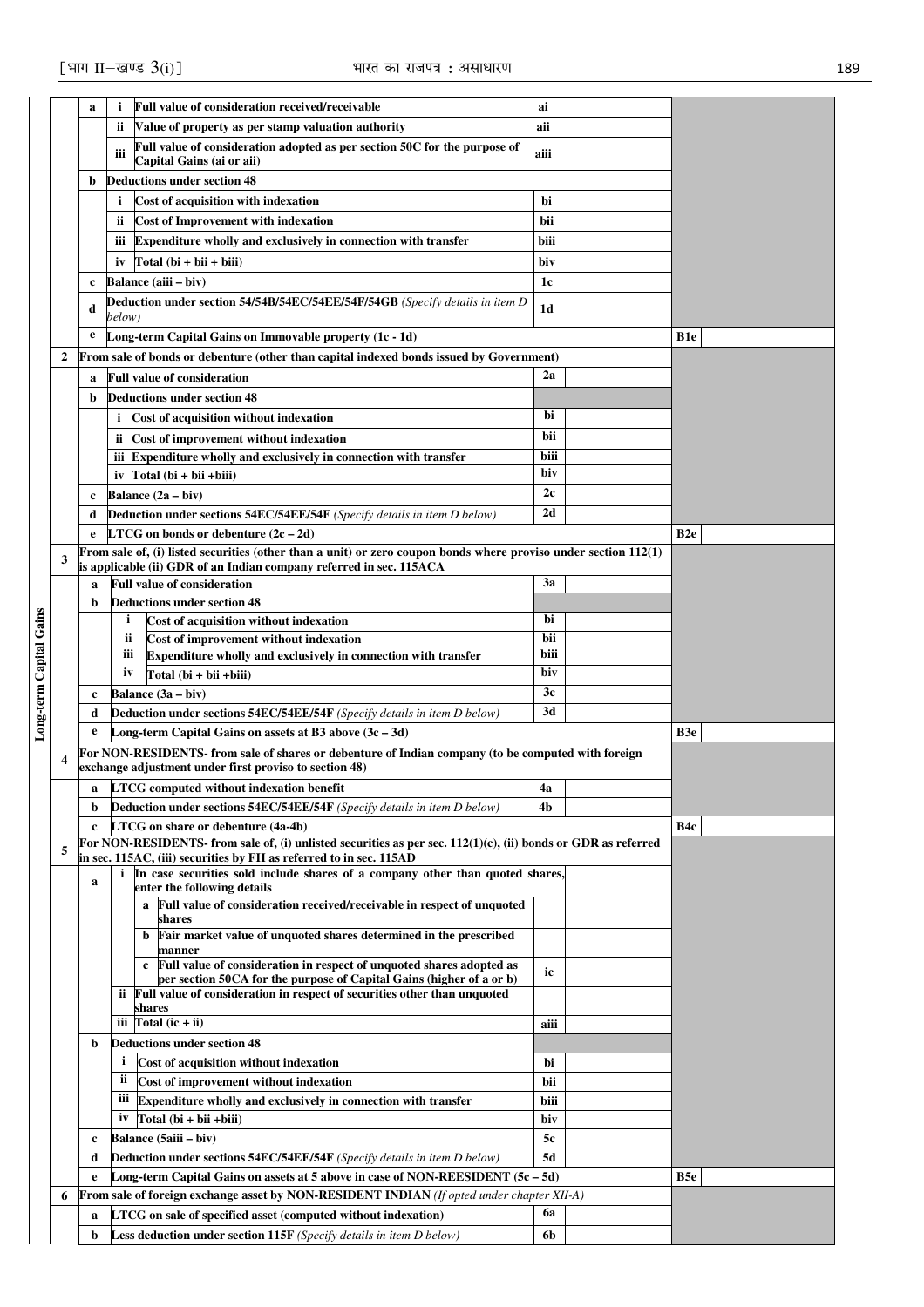| Long-term Capital Gains | | | | | | | |
|---|---|---|---|---|---|---|---|
| | a | i | Full value of consideration received/receivable | ai | | | |
| | | ii | Value of property as per stamp valuation authority | aii | | | |
| | | iii | Full value of consideration adopted as per section 50C for the purpose of Capital Gains (ai or aii) | aiii | | | |
| | b | | Deductions under section 48 | | | | |
| | | i | Cost of acquisition with indexation | bi | | | |
| | | ii | Cost of Improvement with indexation | bii | | | |
| | | iii | Expenditure wholly and exclusively in connection with transfer | biii | | | |
| | | iv | Total (bi + bii + biii) | biv | | | |
| | c | | Balance (aiii – biv) | 1c | | | |
| | d | | Deduction under section 54/54B/54EC/54EE/54F/54GB *(Specify details in item D below)* | 1d | | | |
| | e | | Long-term Capital Gains on Immovable property (1c - 1d) | | | B1e | |
| 2 | | | From sale of bonds or debenture (other than capital indexed bonds issued by Government) | | | | |
| | a | | Full value of consideration | 2a | | | |
| | b | | Deductions under section 48 | | | | |
| | | i | Cost of acquisition without indexation | bi | | | |
| | | ii | Cost of improvement without indexation | bii | | | |
| | | iii | Expenditure wholly and exclusively in connection with transfer | biii | | | |
| | | iv | Total (bi + bii +biii) | biv | | | |
| | c | | Balance (2a – biv) | 2c | | | |
| | d | | Deduction under sections 54EC/54EE/54F *(Specify details in item D below)* | 2d | | | |
| | e | | LTCG on bonds or debenture (2c – 2d) | | | B2e | |
| 3 | | | From sale of, (i) listed securities (other than a unit) or zero coupon bonds where proviso under section 112(1) is applicable (ii) GDR of an Indian company referred in sec. 115ACA | | | | |
| | a | | Full value of consideration | 3a | | | |
| | b | | Deductions under section 48 | | | | |
| | | i | Cost of acquisition without indexation | bi | | | |
| | | ii | Cost of improvement without indexation | bii | | | |
| | | iii | Expenditure wholly and exclusively in connection with transfer | biii | | | |
| | | iv | Total (bi + bii +biii) | biv | | | |
| | c | | Balance (3a – biv) | 3c | | | |
| | d | | Deduction under sections 54EC/54EE/54F *(Specify details in item D below)* | 3d | | | |
| | e | | Long-term Capital Gains on assets at B3 above (3c – 3d) | | | B3e | |
| 4 | | | For NON-RESIDENTS- from sale of shares or debenture of Indian company (to be computed with foreign exchange adjustment under first proviso to section 48) | | | | |
| | a | | LTCG computed without indexation benefit | 4a | | | |
| | b | | Deduction under sections 54EC/54EE/54F *(Specify details in item D below)* | 4b | | | |
| | c | | LTCG on share or debenture (4a-4b) | | | B4c | |
| 5 | | | For NON-RESIDENTS- from sale of, (i) unlisted securities as per sec. 112(1)(c), (ii) bonds or GDR as referred in sec. 115AC, (iii) securities by FII as referred to in sec. 115AD | | | | |
| | a | i | In case securities sold include shares of a company other than quoted shares, enter the following details | | | | |
| | | | a Full value of consideration received/receivable in respect of unquoted shares | | | | |
| | | | b Fair market value of unquoted shares determined in the prescribed manner | | | | |
| | | | c Full value of consideration in respect of unquoted shares adopted as per section 50CA for the purpose of Capital Gains (higher of a or b) | ic | | | |
| | | ii | Full value of consideration in respect of securities other than unquoted shares | | | | |
| | | iii | Total (ic + ii) | aiii | | | |
| | b | | Deductions under section 48 | | | | |
| | | i | Cost of acquisition without indexation | bi | | | |
| | | ii | Cost of improvement without indexation | bii | | | |
| | | iii | Expenditure wholly and exclusively in connection with transfer | biii | | | |
| | | iv | Total (bi + bii +biii) | biv | | | |
| | c | | Balance (5aiii – biv) | 5c | | | |
| | d | | Deduction under sections 54EC/54EE/54F *(Specify details in item D below)* | 5d | | | |
| | e | | Long-term Capital Gains on assets at 5 above in case of NON-REESIDENT (5c – 5d) | | | B5e | |
| 6 | | | From sale of foreign exchange asset by NON-RESIDENT INDIAN *(If opted under chapter XII-A)* | | | | |
| | a | | LTCG on sale of specified asset (computed without indexation) | 6a | | | |
| | b | | Less deduction under section 115F *(Specify details in item D below)* | 6b | | | |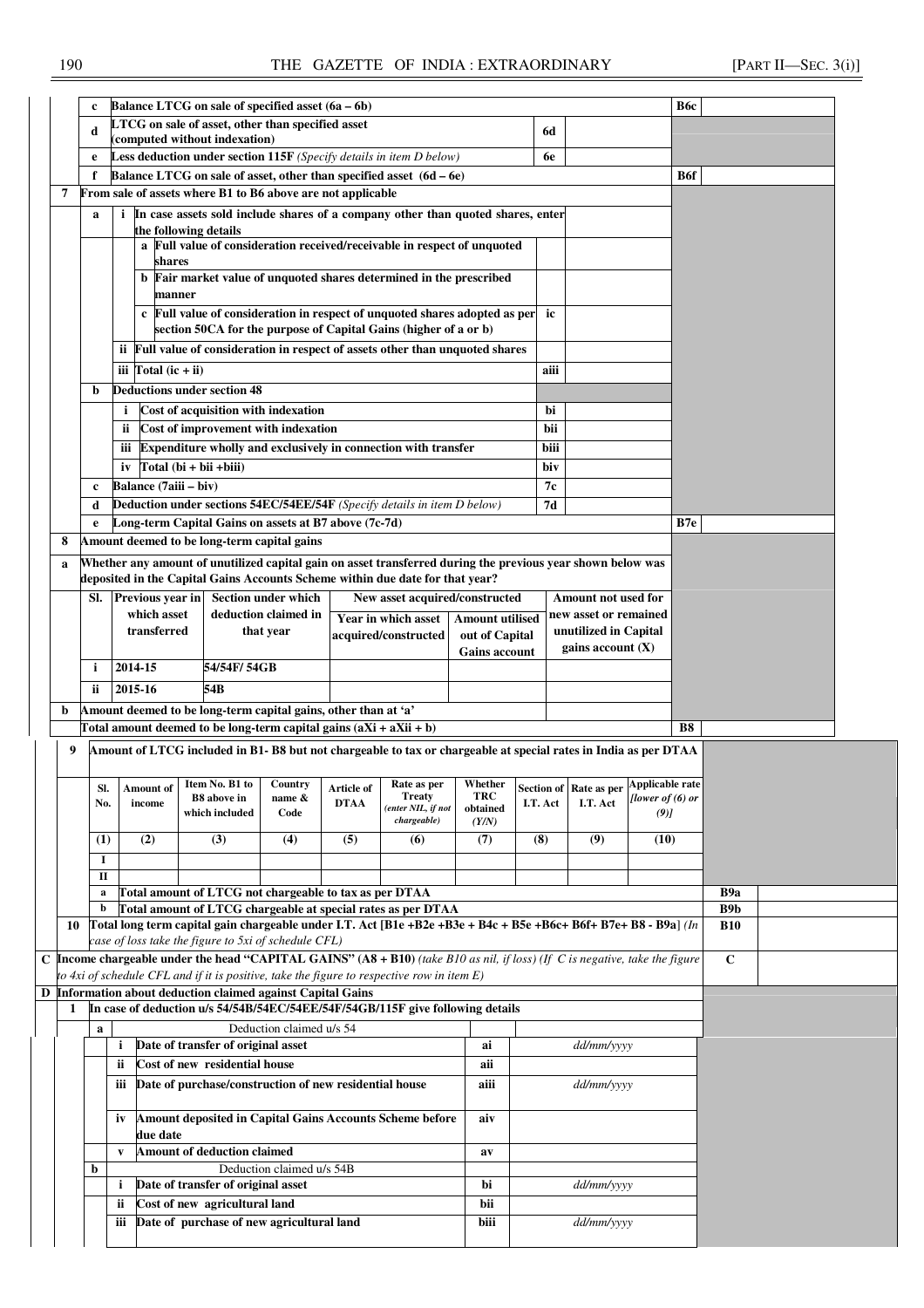| | | | | | |
|---|---|---|---|---|---|
| | c | Balance LTCG on sale of specified asset (6a – 6b) | | | B6c | |
| | d | LTCG on sale of asset, other than specified asset (computed without indexation) | 6d | | | |
| | e | Less deduction under section 115F *(Specify details in item D below)* | 6e | | | |
| | f | Balance LTCG on sale of asset, other than specified asset (6d – 6e) | | | B6f | |
| 7 | | From sale of assets where B1 to B6 above are not applicable | | | | |
| | a | i In case assets sold include shares of a company other than quoted shares, enter the following details | | | | |
| | | a Full value of consideration received/receivable in respect of unquoted shares | | | | |
| | | b Fair market value of unquoted shares determined in the prescribed manner | | | | |
| | | c Full value of consideration in respect of unquoted shares adopted as per section 50CA for the purpose of Capital Gains (higher of a or b) | ic | | | |
| | | ii Full value of consideration in respect of assets other than unquoted shares | | | | |
| | | iii Total (ic + ii) | aiii | | | |
| | b | Deductions under section 48 | | | | |
| | | i Cost of acquisition with indexation | bi | | | |
| | | ii Cost of improvement with indexation | bii | | | |
| | | iii Expenditure wholly and exclusively in connection with transfer | biii | | | |
| | | iv Total (bi + bii +biii) | biv | | | |
| | c | Balance (7aiii – biv) | 7c | | | |
| | d | Deduction under sections 54EC/54EE/54F *(Specify details in item D below)* | 7d | | | |
| | e | Long-term Capital Gains on assets at B7 above (7c-7d) | | | B7e | |
| 8 | | Amount deemed to be long-term capital gains | | | | |

**a** Whether any amount of unutilized capital gain on asset transferred during the previous year shown below was deposited in the Capital Gains Accounts Scheme within due date for that year?

| Sl. | Previous year in which asset transferred | Section under which deduction claimed in that year | New asset acquired/constructed | | Amount not used for new asset or remained unutilized in Capital gains account (X) |
|---|---|---|---|---|---|
| | | | Year in which asset acquired/constructed | Amount utilised out of Capital Gains account | |
| i | 2014-15 | 54/54F/ 54GB | | | |
| ii | 2015-16 | 54B | | | |

**b** Amount deemed to be long-term capital gains, other than at 'a'

Total amount deemed to be long-term capital gains (aXi + aXii + b) | **B8** |

**9** Amount of LTCG included in B1- B8 but not chargeable to tax or chargeable at special rates in India as per DTAA

| Sl. No. | Amount of income | Item No. B1 to B8 above in which included | Country name & Code | Article of DTAA | Rate as per Treaty *(enter NIL, if not chargeable)* | Whether TRC obtained *(Y/N)* | Section of I.T. Act | Rate as per I.T. Act | Applicable rate *[lower of (6) or (9)]* |
|---|---|---|---|---|---|---|---|---|---|
| (1) | (2) | (3) | (4) | (5) | (6) | (7) | (8) | (9) | (10) |
| I | | | | | | | | | |
| II | | | | | | | | | |

| | | |
|---|---|---|
| a | Total amount of LTCG not chargeable to tax as per DTAA | B9a |
| b | Total amount of LTCG chargeable at special rates as per DTAA | B9b |

**10** Total long term capital gain chargeable under I.T. Act [B1e +B2e +B3e + B4c + B5e +B6c+ B6f+ B7e+ B8 - B9a] *(In case of loss take the figure to 5xi of schedule CFL)* | **B10** |

**C** Income chargeable under the head "CAPITAL GAINS" (A8 + B10) *(take B10 as nil, if loss) (If C is negative, take the figure to 4xi of schedule CFL and if it is positive, take the figure to respective row in item E)* | **C** |

**D** Information about deduction claimed against Capital Gains

**1** In case of deduction u/s 54/54B/54EC/54EE/54F/54GB/115F give following details

| | | | | |
|---|---|---|---|---|
| a | | Deduction claimed u/s 54 | | |
| | i | Date of transfer of original asset | ai | *dd/mm/yyyy* |
| | ii | Cost of new residential house | aii | |
| | iii | Date of purchase/construction of new residential house | aiii | *dd/mm/yyyy* |
| | iv | Amount deposited in Capital Gains Accounts Scheme before due date | aiv | |
| | v | Amount of deduction claimed | av | |
| b | | Deduction claimed u/s 54B | | |
| | i | Date of transfer of original asset | bi | *dd/mm/yyyy* |
| | ii | Cost of new agricultural land | bii | |
| | iii | Date of purchase of new agricultural land | biii | *dd/mm/yyyy* |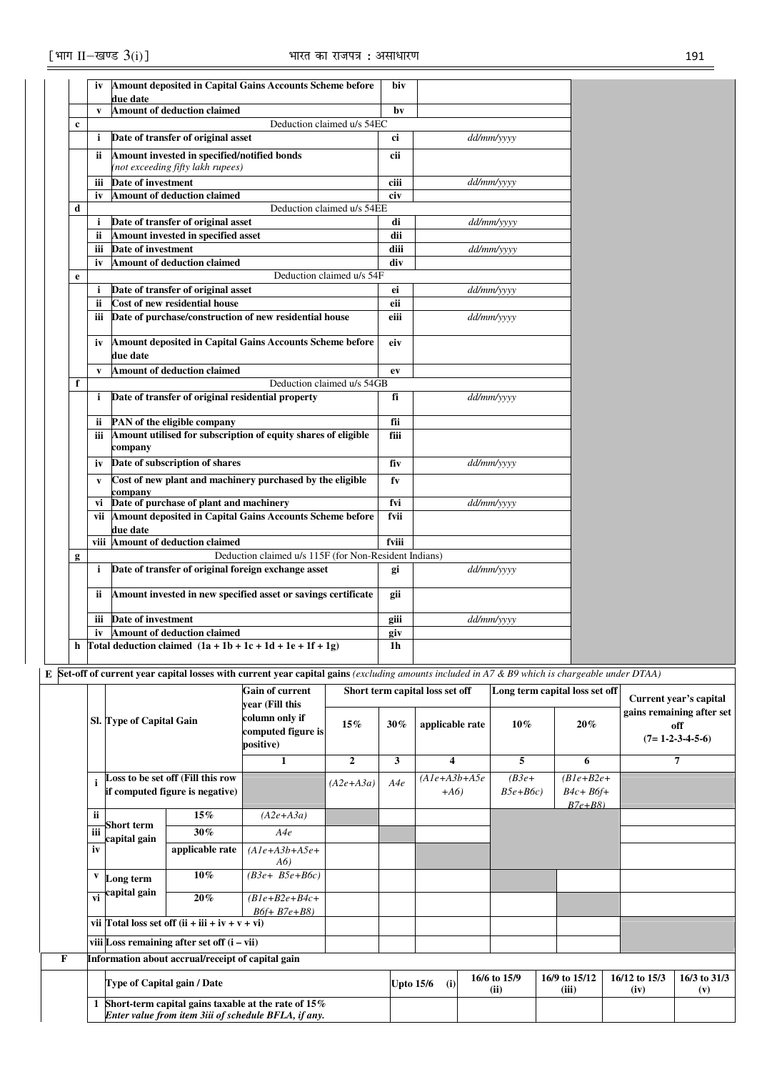| | | | | |
|---|---|---|---|---|
| | iv | Amount deposited in Capital Gains Accounts Scheme before due date | biv | |
| | v | Amount of deduction claimed | bv | |
| c | | Deduction claimed u/s 54EC | | |
| | i | Date of transfer of original asset | ci | dd/mm/yyyy |
| | ii | Amount invested in specified/notified bonds *(not exceeding fifty lakh rupees)* | cii | |
| | iii | Date of investment | ciii | dd/mm/yyyy |
| | iv | Amount of deduction claimed | civ | |
| d | | Deduction claimed u/s 54EE | | |
| | i | Date of transfer of original asset | di | dd/mm/yyyy |
| | ii | Amount invested in specified asset | dii | |
| | iii | Date of investment | diii | dd/mm/yyyy |
| | iv | Amount of deduction claimed | div | |
| e | | Deduction claimed u/s 54F | | |
| | i | Date of transfer of original asset | ei | dd/mm/yyyy |
| | ii | Cost of new residential house | eii | |
| | iii | Date of purchase/construction of new residential house | eiii | dd/mm/yyyy |
| | iv | Amount deposited in Capital Gains Accounts Scheme before due date | eiv | |
| | v | Amount of deduction claimed | ev | |
| f | | Deduction claimed u/s 54GB | | |
| | i | Date of transfer of original residential property | fi | dd/mm/yyyy |
| | ii | PAN of the eligible company | fii | |
| | iii | Amount utilised for subscription of equity shares of eligible company | fiii | |
| | iv | Date of subscription of shares | fiv | dd/mm/yyyy |
| | v | Cost of new plant and machinery purchased by the eligible company | fv | |
| | vi | Date of purchase of plant and machinery | fvi | dd/mm/yyyy |
| | vii | Amount deposited in Capital Gains Accounts Scheme before due date | fvii | |
| | viii | Amount of deduction claimed | fviii | |
| g | | Deduction claimed u/s 115F (for Non-Resident Indians) | | |
| | i | Date of transfer of original foreign exchange asset | gi | dd/mm/yyyy |
| | ii | Amount invested in new specified asset or savings certificate | gii | |
| | iii | Date of investment | giii | dd/mm/yyyy |
| | iv | Amount of deduction claimed | giv | |
| h | | Total deduction claimed (1a + 1b + 1c + 1d + 1e + 1f + 1g) | 1h | |

**E Set-off of current year capital losses with current year capital gains** *(excluding amounts included in A7 & B9 which is chargeable under DTAA)*

| Sl. | Type of Capital Gain | | Gain of current year (Fill this column only if computed figure is positive) | Short term capital loss set off | | | Long term capital loss set off | | Current year's capital gains remaining after set off (7= 1-2-3-4-5-6) |
|---|---|---|---|---|---|---|---|---|---|
| | | | | 15% | 30% | applicable rate | 10% | 20% | |
| | | | 1 | 2 | 3 | 4 | 5 | 6 | 7 |
| i | Loss to be set off (Fill this row if computed figure is negative) | | | *(A2e+A3a)* | *A4e* | *(A1e+A3b+A5e+A6)* | *(B3e+B5e+B6c)* | *(B1e+B2e+B4c+B6f+B7e+B8)* | |
| ii | Short term capital gain | 15% | *(A2e+A3a)* | | | | | | |
| iii | | 30% | *A4e* | | | | | | |
| iv | | applicable rate | *(A1e+A3b+A5e+A6)* | | | | | | |
| v | Long term capital gain | 10% | *(B3e+ B5e+B6c)* | | | | | | |
| vi | | 20% | *(B1e+B2e+B4c+B6f+ B7e+B8)* | | | | | | |
| vii | Total loss set off (ii + iii + iv + v + vi) | | | | | | | | |
| viii | Loss remaining after set off (i – vii) | | | | | | | | |

**F Information about accrual/receipt of capital gain**

| | Type of Capital gain / Date | Upto 15/6 (i) | 16/6 to 15/9 (ii) | 16/9 to 15/12 (iii) | 16/12 to 15/3 (iv) | 16/3 to 31/3 (v) |
|---|---|---|---|---|---|---|
| 1 | Short-term capital gains taxable at the rate of 15% *Enter value from item 3iii of schedule BFLA, if any.* | | | | | |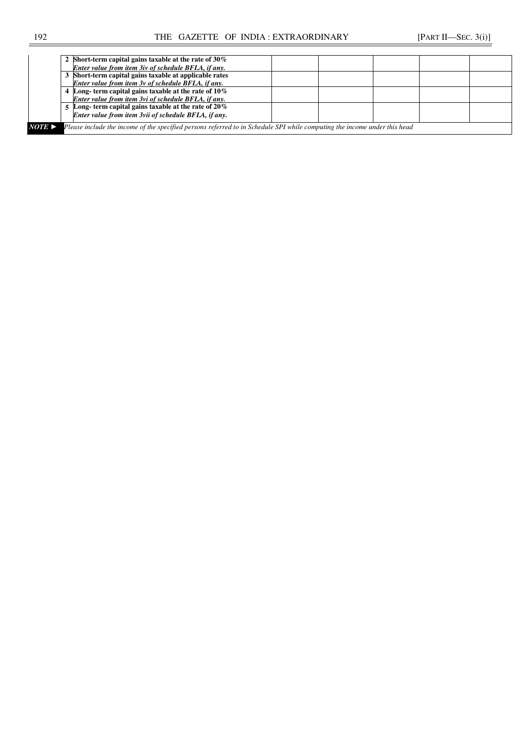| | | | | | | | |
|---|---|---|---|---|---|---|---|
| | 2 | **Short-term capital gains taxable at the rate of 30%** ***Enter value from item 3iv of schedule BFLA, if any.*** | | | | | |
| | 3 | **Short-term capital gains taxable at applicable rates** ***Enter value from item 3v of schedule BFLA, if any.*** | | | | | |
| | 4 | **Long- term capital gains taxable at the rate of 10%** ***Enter value from item 3vi of schedule BFLA, if any.*** | | | | | |
| | 5 | **Long- term capital gains taxable at the rate of 20%** ***Enter value from item 3vii of schedule BFLA, if any.*** | | | | | |
| ***NOTE ►*** | *Please include the income of the specified persons referred to in Schedule SPI while computing the income under this head* | | | | | | |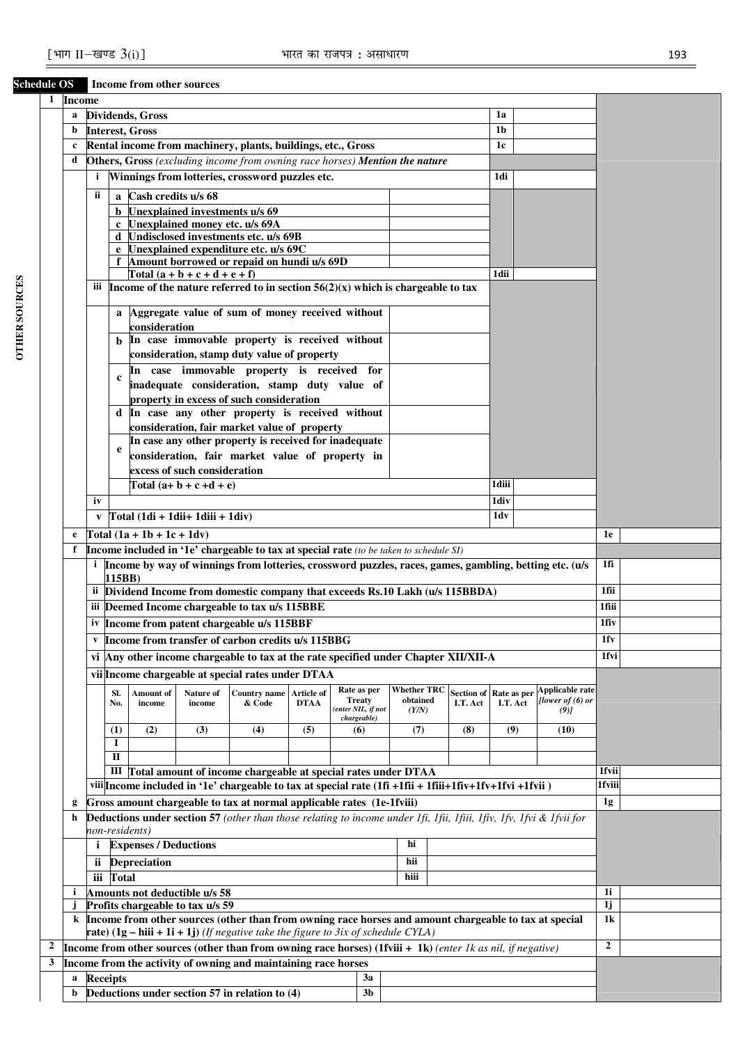**Schedule OS** **Income from other sources**

OTHER SOURCES

| | | | | | |
|---|---|---|---|---|---|
| **1** | **Income** | | | | |
| | **a** | **Dividends, Gross** | | **1a** | |
| | **b** | **Interest, Gross** | | **1b** | |
| | **c** | **Rental income from machinery, plants, buildings, etc., Gross** | | **1c** | |
| | **d** | **Others, Gross** *(excluding income from owning race horses)* ***Mention the nature*** | | | |
| | | **i** Winnings from lotteries, crossword puzzles etc. | | **1di** | |
| | | **ii** **a** Cash credits u/s 68 | | | |
| | | **b** Unexplained investments u/s 69 | | | |
| | | **c** Unexplained money etc. u/s 69A | | | |
| | | **d** Undisclosed investments etc. u/s 69B | | | |
| | | **e** Unexplained expenditure etc. u/s 69C | | | |
| | | **f** Amount borrowed or repaid on hundi u/s 69D | | | |
| | | Total (a + b + c + d + e + f) | | **1dii** | |
| | | **iii** Income of the nature referred to in section 56(2)(x) which is chargeable to tax | | | |
| | | **a** Aggregate value of sum of money received without consideration | | | |
| | | **b** In case immovable property is received without consideration, stamp duty value of property | | | |
| | | **c** In case immovable property is received for inadequate consideration, stamp duty value of property in excess of such consideration | | | |
| | | **d** In case any other property is received without consideration, fair market value of property | | | |
| | | **e** In case any other property is received for inadequate consideration, fair market value of property in excess of such consideration | | | |
| | | Total (a+ b + c +d + e) | | **1diii** | |
| | | **iv** | | **1div** | |
| | | **v** Total (1di + 1dii+ 1diii + 1div) | | **1dv** | |
| | **e** | **Total (1a + 1b + 1c + 1dv)** | | **1e** | |
| | **f** | **Income included in '1e' chargeable to tax at special rate** *(to be taken to schedule SI)* | | | |
| | | **i** Income by way of winnings from lotteries, crossword puzzles, races, games, gambling, betting etc. (u/s 115BB) | | **1fi** | |
| | | **ii** Dividend Income from domestic company that exceeds Rs.10 Lakh (u/s 115BBDA) | | **1fii** | |
| | | **iii** Deemed Income chargeable to tax u/s 115BBE | | **1fiii** | |
| | | **iv** Income from patent chargeable u/s 115BBF | | **1fiv** | |
| | | **v** Income from transfer of carbon credits u/s 115BBG | | **1fv** | |
| | | **vi** Any other income chargeable to tax at the rate specified under Chapter XII/XII-A | | **1fvi** | |
| | | **vii** Income chargeable at special rates under DTAA | | | |

| Sl. No. | Amount of income | Nature of income | Country name & Code | Article of DTAA | Rate as per Treaty *(enter NIL, if not chargeable)* | Whether TRC obtained *(Y/N)* | Section of I.T. Act | Rate as per I.T. Act | Applicable rate *[lower of (6) or (9)]* |
|---|---|---|---|---|---|---|---|---|---|
| (1) | (2) | (3) | (4) | (5) | (6) | (7) | (8) | (9) | (10) |
| I | | | | | | | | | |
| II | | | | | | | | | |

| | | | | | |
|---|---|---|---|---|---|
| | | **III** Total amount of income chargeable at special rates under DTAA | | **1fvii** | |
| | | **viii** Income included in '1e' chargeable to tax at special rate (1fi +1fii + 1fiii+1fiv+1fv+1fvi +1fvii ) | | **1fviii** | |
| | **g** | **Gross amount chargeable to tax at normal applicable rates (1e-1fviii)** | | **1g** | |
| | **h** | **Deductions under section 57** *(other than those relating to income under 1fi, 1fii, 1fiii, 1fiv, 1fv, 1fvi & 1fvii for non-residents)* | | | |
| | | **i** Expenses / Deductions | **hi** | | |
| | | **ii** Depreciation | **hii** | | |
| | | **iii** Total | **hiii** | | |
| | **i** | **Amounts not deductible u/s 58** | | **1i** | |
| | **j** | **Profits chargeable to tax u/s 59** | | **1j** | |
| | **k** | **Income from other sources (other than from owning race horses and amount chargeable to tax at special rate) (1g – hiii + 1i + 1j)** *(If negative take the figure to 3ix of schedule CYLA)* | | **1k** | |
| **2** | | **Income from other sources (other than from owning race horses) (1fviii + 1k)** *(enter 1k as nil, if negative)* | | **2** | |
| **3** | | **Income from the activity of owning and maintaining race horses** | | | |
| | **a** | **Receipts** | **3a** | | |
| | **b** | **Deductions under section 57 in relation to (4)** | **3b** | | |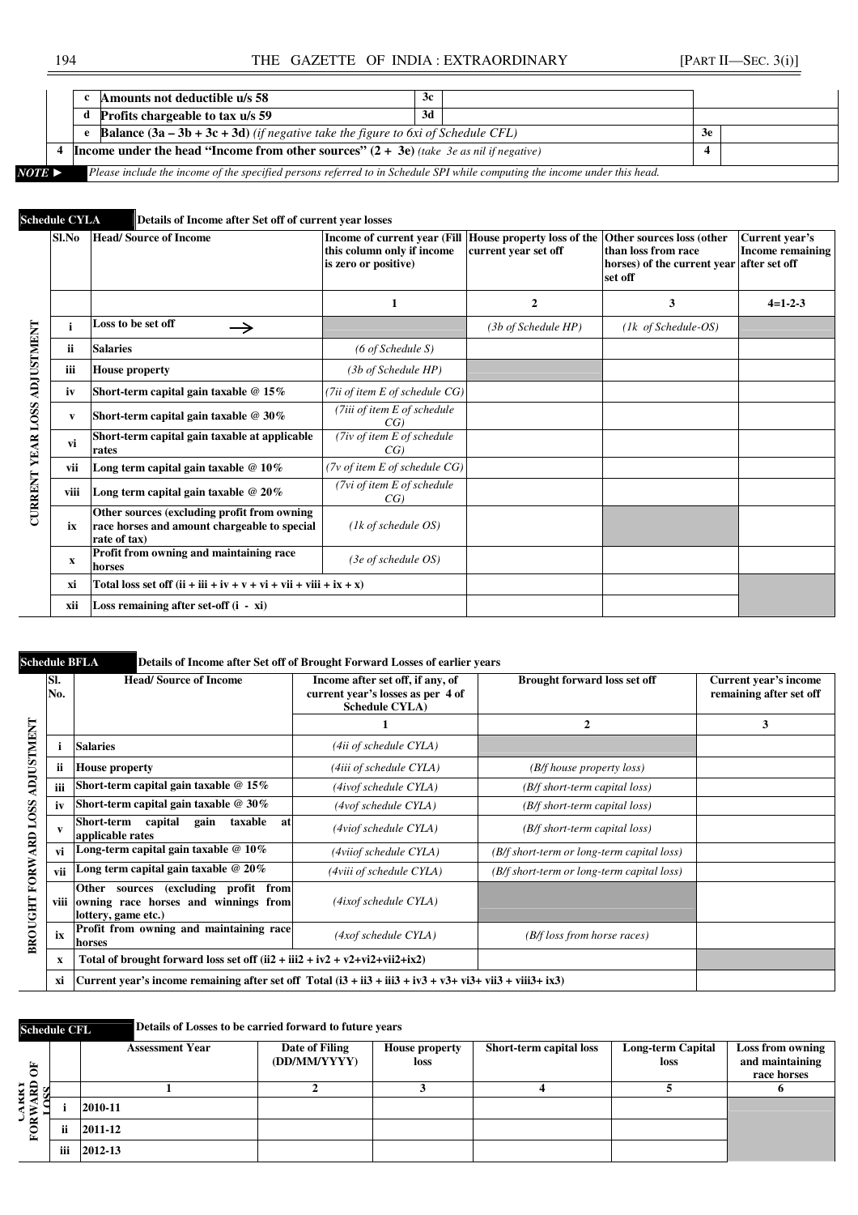| | | | | | |
|---|---|---|---|---|---|
| | c | **Amounts not deductible u/s 58** | 3c | | |
| | d | **Profits chargeable to tax u/s 59** | 3d | | |
| | e | **Balance (3a – 3b + 3c + 3d)** *(if negative take the figure to 6xi of Schedule CFL)* | | 3e | |
| 4 | **Income under the head "Income from other sources" (2 + 3e)** *(take 3e as nil if negative)* | | | 4 | |

*NOTE ►* *Please include the income of the specified persons referred to in Schedule SPI while computing the income under this head.*

**Schedule CYLA** **Details of Income after Set off of current year losses**

CURRENT YEAR LOSS ADJUSTMENT

| Sl.No | Head/ Source of Income | Income of current year (Fill this column only if income is zero or positive) | House property loss of the current year set off | Other sources loss (other than loss from race horses) of the current year set off | Current year's Income remaining after set off |
|---|---|---|---|---|---|
| | | 1 | 2 | 3 | 4=1-2-3 |
| i | Loss to be set off → | | *(3b of Schedule HP)* | *(1k of Schedule-OS)* | |
| ii | Salaries | *(6 of Schedule S)* | | | |
| iii | House property | *(3b of Schedule HP)* | | | |
| iv | Short-term capital gain taxable @ 15% | *(7ii of item E of schedule CG)* | | | |
| v | Short-term capital gain taxable @ 30% | *(7iii of item E of schedule CG)* | | | |
| vi | Short-term capital gain taxable at applicable rates | *(7iv of item E of schedule CG)* | | | |
| vii | Long term capital gain taxable @ 10% | *(7v of item E of schedule CG)* | | | |
| viii | Long term capital gain taxable @ 20% | *(7vi of item E of schedule CG)* | | | |
| ix | Other sources (excluding profit from owning race horses and amount chargeable to special rate of tax) | *(1k of schedule OS)* | | | |
| x | Profit from owning and maintaining race horses | *(3e of schedule OS)* | | | |
| xi | Total loss set off (ii + iii + iv + v + vi + vii + viii + ix + x) | | | | |
| xii | Loss remaining after set-off (i - xi) | | | | |

**Schedule BFLA** **Details of Income after Set off of Brought Forward Losses of earlier years**

BROUGHT FORWARD LOSS ADJUSTMENT

| Sl. No. | Head/ Source of Income | Income after set off, if any, of current year's losses as per 4 of Schedule CYLA) | Brought forward loss set off | Current year's income remaining after set off |
|---|---|---|---|---|
| | | 1 | 2 | 3 |
| i | Salaries | *(4ii of schedule CYLA)* | | |
| ii | House property | *(4iii of schedule CYLA)* | *(B/f house property loss)* | |
| iii | Short-term capital gain taxable @ 15% | *(4ivof schedule CYLA)* | *(B/f short-term capital loss)* | |
| iv | Short-term capital gain taxable @ 30% | *(4vof schedule CYLA)* | *(B/f short-term capital loss)* | |
| v | Short-term capital gain taxable at applicable rates | *(4viof schedule CYLA)* | *(B/f short-term capital loss)* | |
| vi | Long-term capital gain taxable @ 10% | *(4viiof schedule CYLA)* | *(B/f short-term or long-term capital loss)* | |
| vii | Long term capital gain taxable @ 20% | *(4viii of schedule CYLA)* | *(B/f short-term or long-term capital loss)* | |
| viii | Other sources (excluding profit from owning race horses and winnings from lottery, game etc.) | *(4ixof schedule CYLA)* | | |
| ix | Profit from owning and maintaining race horses | *(4xof schedule CYLA)* | *(B/f loss from horse races)* | |
| x | Total of brought forward loss set off (ii2 + iii2 + iv2 + v2+vi2+vii2+ix2) | | | |
| xi | Current year's income remaining after set off Total (i3 + ii3 + iii3 + iv3 + v3+ vi3+ vii3 + viii3+ ix3) | | | |

**Schedule CFL** **Details of Losses to be carried forward to future years**

CARRY FORWARD OF LOSS

| | Assessment Year | Date of Filing (DD/MM/YYYY) | House property loss | Short-term capital loss | Long-term Capital loss | Loss from owning and maintaining race horses |
|---|---|---|---|---|---|---|
| | 1 | 2 | 3 | 4 | 5 | 6 |
| i | 2010-11 | | | | | |
| ii | 2011-12 | | | | | |
| iii | 2012-13 | | | | | |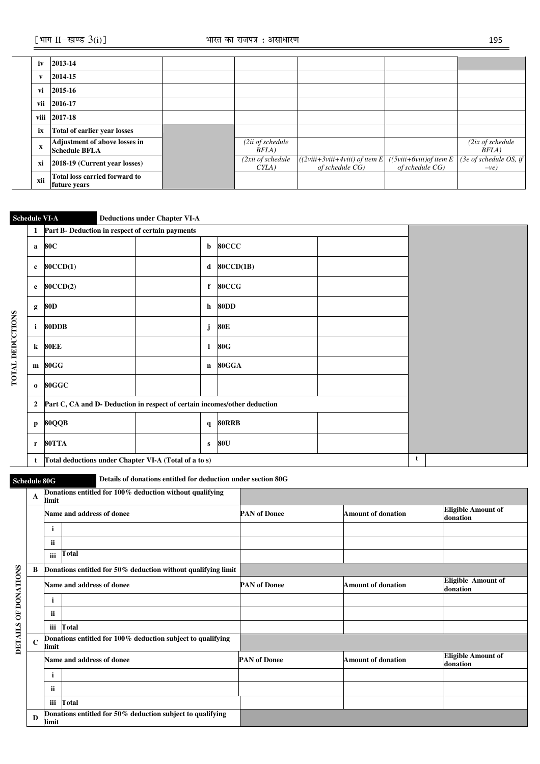| | | | | | | |
|---|---|---|---|---|---|---|
| iv | 2013-14 | | | | | |
| v | 2014-15 | | | | | |
| vi | 2015-16 | | | | | |
| vii | 2016-17 | | | | | |
| viii | 2017-18 | | | | | |
| ix | Total of earlier year losses | | | | | |
| x | Adjustment of above losses in Schedule BFLA | | *(2ii of schedule BFLA)* | | | *(2ix of schedule BFLA)* |
| xi | 2018-19 (Current year losses) | | *(2xii of schedule CYLA)* | *((2viii+3viii+4viii) of item E of schedule CG)* | *((5viii+6viii)of item E of schedule CG)* | *(3e of schedule OS, if –ve)* |
| xii | Total loss carried forward to future years | | | | | |

**Schedule VI-A** **Deductions under Chapter VI-A**

**TOTAL DEDUCTIONS**

| | | | | | |
|---|---|---|---|---|---|
| **1** | **Part B- Deduction in respect of certain payments** | | | | |
| **a** | **80C** | | **b** | **80CCC** | |
| **c** | **80CCD(1)** | | **d** | **80CCD(1B)** | |
| **e** | **80CCD(2)** | | **f** | **80CCG** | |
| **g** | **80D** | | **h** | **80DD** | |
| **i** | **80DDB** | | **j** | **80E** | |
| **k** | **80EE** | | **l** | **80G** | |
| **m** | **80GG** | | **n** | **80GGA** | |
| **o** | **80GGC** | | | | |
| **2** | **Part C, CA and D- Deduction in respect of certain incomes/other deduction** | | | | |
| **p** | **80QQB** | | **q** | **80RRB** | |
| **r** | **80TTA** | | **s** | **80U** | |
| **t** | **Total deductions under Chapter VI-A (Total of a to s)** | | | **t** | |

**Schedule 80G** **Details of donations entitled for deduction under section 80G**

**DETAILS OF DONATIONS**

| | | | | | |
|---|---|---|---|---|---|
| **A** | **Donations entitled for 100% deduction without qualifying limit** | | | | |
| | **Name and address of donee** | | **PAN of Donee** | **Amount of donation** | **Eligible Amount of donation** |
| | **i** | | | | |
| | **ii** | | | | |
| | **iii** | **Total** | | | |
| **B** | **Donations entitled for 50% deduction without qualifying limit** | | | | |
| | **Name and address of donee** | | **PAN of Donee** | **Amount of donation** | **Eligible Amount of donation** |
| | **i** | | | | |
| | **ii** | | | | |
| | **iii** | **Total** | | | |
| **C** | **Donations entitled for 100% deduction subject to qualifying limit** | | | | |
| | **Name and address of donee** | | **PAN of Donee** | **Amount of donation** | **Eligible Amount of donation** |
| | **i** | | | | |
| | **ii** | | | | |
| | **iii** | **Total** | | | |
| **D** | **Donations entitled for 50% deduction subject to qualifying limit** | | | | |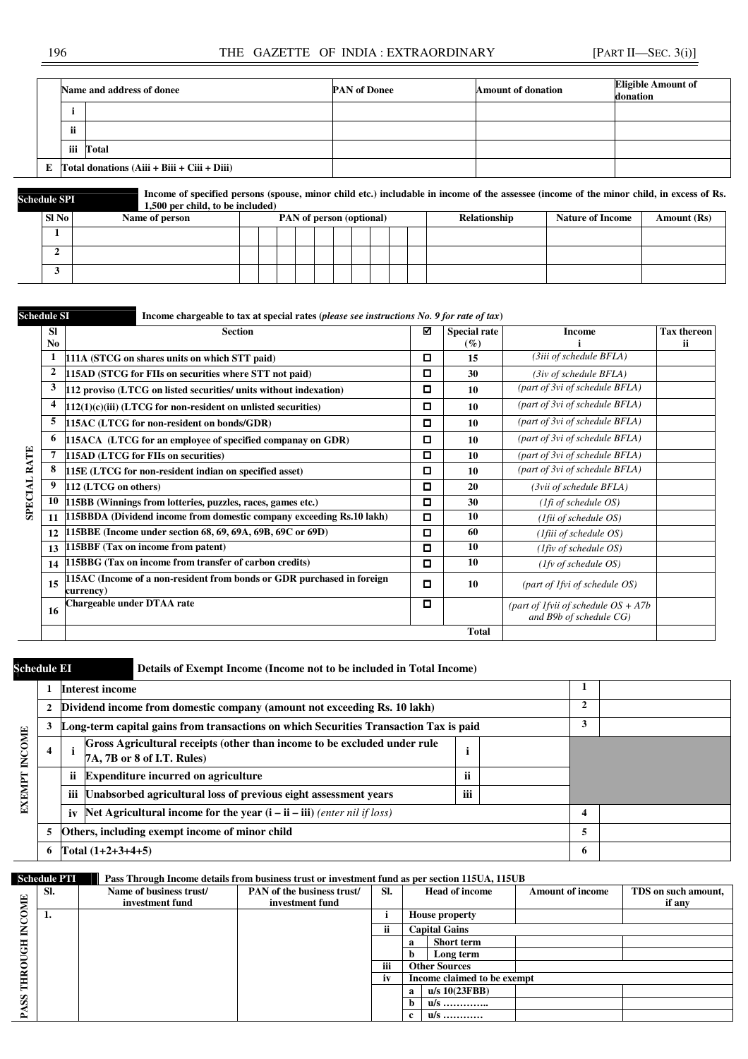| | | Name and address of donee | PAN of Donee | Amount of donation | Eligible Amount of donation |
|---|---|---|---|---|---|
| | i | | | | |
| | ii | | | | |
| | iii | Total | | | |
| E | Total donations (Aiii + Biii + Ciii + Diii) | | | | |

**Schedule SPI** — Income of specified persons (spouse, minor child etc.) includable in income of the assessee (income of the minor child, in excess of Rs. 1,500 per child, to be included)

| Sl No | Name of person | PAN of person (optional) | Relationship | Nature of Income | Amount (Rs) |
|---|---|---|---|---|---|
| 1 | | | | | |
| 2 | | | | | |
| 3 | | | | | |

**Schedule SI** — Income chargeable to tax at special rates (*please see instructions No. 9 for rate of tax*)

SPECIAL RATE

| Sl No | Section | ☑ | Special rate (%) | Income i | Tax thereon ii |
|---|---|---|---|---|---|
| 1 | 111A (STCG on shares units on which STT paid) | ☐ | 15 | *(3iii of schedule BFLA)* | |
| 2 | 115AD (STCG for FIIs on securities where STT not paid) | ☐ | 30 | *(3iv of schedule BFLA)* | |
| 3 | 112 proviso (LTCG on listed securities/ units without indexation) | ☐ | 10 | *(part of 3vi of schedule BFLA)* | |
| 4 | 112(1)(c)(iii) (LTCG for non-resident on unlisted securities) | ☐ | 10 | *(part of 3vi of schedule BFLA)* | |
| 5 | 115AC (LTCG for non-resident on bonds/GDR) | ☐ | 10 | *(part of 3vi of schedule BFLA)* | |
| 6 | 115ACA (LTCG for an employee of specified companay on GDR) | ☐ | 10 | *(part of 3vi of schedule BFLA)* | |
| 7 | 115AD (LTCG for FIIs on securities) | ☐ | 10 | *(part of 3vi of schedule BFLA)* | |
| 8 | 115E (LTCG for non-resident indian on specified asset) | ☐ | 10 | *(part of 3vi of schedule BFLA)* | |
| 9 | 112 (LTCG on others) | ☐ | 20 | *(3vii of schedule BFLA)* | |
| 10 | 115BB (Winnings from lotteries, puzzles, races, games etc.) | ☐ | 30 | *(1fi of schedule OS)* | |
| 11 | 115BBDA (Dividend income from domestic company exceeding Rs.10 lakh) | ☐ | 10 | *(1fii of schedule OS)* | |
| 12 | 115BBE (Income under section 68, 69, 69A, 69B, 69C or 69D) | ☐ | 60 | *(1fiii of schedule OS)* | |
| 13 | 115BBF (Tax on income from patent) | ☐ | 10 | *(1fiv of schedule OS)* | |
| 14 | 115BBG (Tax on income from transfer of carbon credits) | ☐ | 10 | *(1fv of schedule OS)* | |
| 15 | 115AC (Income of a non-resident from bonds or GDR purchased in foreign currency) | ☐ | 10 | *(part of 1fvi of schedule OS)* | |
| 16 | Chargeable under DTAA rate | ☐ | | *(part of 1fvii of schedule OS + A7b and B9b of schedule CG)* | |
| | | | Total | | |

**Schedule EI** — Details of Exempt Income (Income not to be included in Total Income)

EXEMPT INCOME

| | | | | | | |
|---|---|---|---|---|---|---|
| 1 | | Interest income | | | 1 | |
| 2 | | Dividend income from domestic company (amount not exceeding Rs. 10 lakh) | | | 2 | |
| 3 | | Long-term capital gains from transactions on which Securities Transaction Tax is paid | | | 3 | |
| 4 | i | Gross Agricultural receipts (other than income to be excluded under rule 7A, 7B or 8 of I.T. Rules) | i | | | |
| | ii | Expenditure incurred on agriculture | ii | | | |
| | iii | Unabsorbed agricultural loss of previous eight assessment years | iii | | | |
| | iv | Net Agricultural income for the year (i – ii – iii) *(enter nil if loss)* | | | 4 | |
| 5 | | Others, including exempt income of minor child | | | 5 | |
| 6 | | Total (1+2+3+4+5) | | | 6 | |

**Schedule PTI** — Pass Through Income details from business trust or investment fund as per section 115UA, 115UB

PASS THROUGH INCOME

| Sl. | Name of business trust/ investment fund | PAN of the business trust/ investment fund | Sl. | | Head of income | Amount of income | TDS on such amount, if any |
|---|---|---|---|---|---|---|---|
| 1. | | | i | | House property | | |
| | | | ii | | Capital Gains | | |
| | | | | a | Short term | | |
| | | | | b | Long term | | |
| | | | iii | | Other Sources | | |
| | | | iv | | Income claimed to be exempt | | |
| | | | | a | u/s 10(23FBB) | | |
| | | | | b | u/s ……….. | | |
| | | | | c | u/s ………… | | |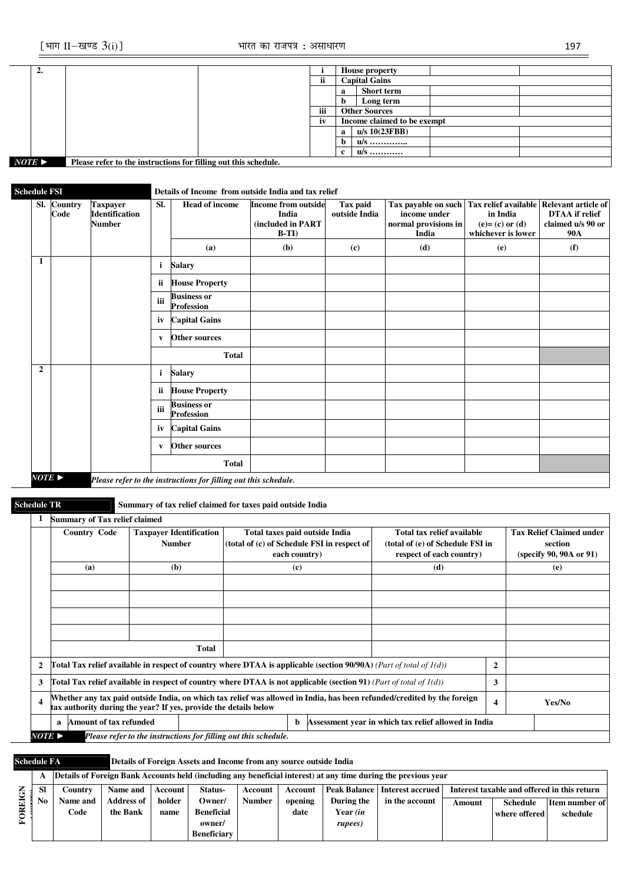| | | | | | | |
|---|---|---|---|---|---|---|
| 2. | | | i | House property | | |
| | | | ii | Capital Gains | | |
| | | | | a Short term | | |
| | | | | b Long term | | |
| | | | iii | Other Sources | | |
| | | | iv | Income claimed to be exempt | | |
| | | | | a u/s 10(23FBB) | | |
| | | | | b u/s ……….. | | |
| | | | | c u/s ………. | | |

NOTE ► Please refer to the instructions for filling out this schedule.

**Schedule FSI** Details of Income from outside India and tax relief

| Sl. | Country Code | Taxpayer Identification Number | Sl. | Head of income | Income from outside India (included in PART B-TI) | Tax paid outside India | Tax payable on such income under normal provisions in India | Tax relief available in India (e)= (c) or (d) whichever is lower | Relevant article of DTAA if relief claimed u/s 90 or 90A |
|---|---|---|---|---|---|---|---|---|---|
| | | | | (a) | (b) | (c) | (d) | (e) | (f) |
| 1 | | | i | Salary | | | | | |
| | | | ii | House Property | | | | | |
| | | | iii | Business or Profession | | | | | |
| | | | iv | Capital Gains | | | | | |
| | | | v | Other sources | | | | | |
| | | | | Total | | | | | |
| 2 | | | i | Salary | | | | | |
| | | | ii | House Property | | | | | |
| | | | iii | Business or Profession | | | | | |
| | | | iv | Capital Gains | | | | | |
| | | | v | Other sources | | | | | |
| | | | | Total | | | | | |

*NOTE ► Please refer to the instructions for filling out this schedule.*

**Schedule TR** Summary of tax relief claimed for taxes paid outside India

| 1 | Summary of Tax relief claimed | | | | | |
|---|---|---|---|---|---|---|
| | Country Code | Taxpayer Identification Number | Total taxes paid outside India (total of (c) of Schedule FSI in respect of each country) | Total tax relief available (total of (e) of Schedule FSI in respect of each country) | | Tax Relief Claimed under section (specify 90, 90A or 91) |
| | (a) | (b) | (c) | (d) | | (e) |
| | | | | | | |
| | | | | | | |
| | | | | | | |
| | | | | | | |
| | | Total | | | | |
| 2 | Total Tax relief available in respect of country where DTAA is applicable (section 90/90A) *(Part of total of 1(d))* | | | | 2 | |
| 3 | Total Tax relief available in respect of country where DTAA is not applicable (section 91) *(Part of total of 1(d))* | | | | 3 | |
| 4 | Whether any tax paid outside India, on which tax relief was allowed in India, has been refunded/credited by the foreign tax authority during the year? If yes, provide the details below | | | | 4 | Yes/No |
| | a Amount of tax refunded | | | b Assessment year in which tax relief allowed in India | | |

*NOTE ► Please refer to the instructions for filling out this schedule.*

**Schedule FA** Details of Foreign Assets and Income from any source outside India

| FOREIGN ASSETS | A | Details of Foreign Bank Accounts held (including any beneficial interest) at any time during the previous year | | | | | | | | | | |
|---|---|---|---|---|---|---|---|---|---|---|---|---|
| | Sl No | Country Name and Code | Name and Address of the Bank | Account holder name | Status- Owner/ Beneficial owner/ Beneficiary | Account Number | Account opening date | Peak Balance During the Year *(in rupees)* | Interest accrued in the account | Interest taxable and offered in this return | | |
| | | | | | | | | | | Amount | Schedule where offered | Item number of schedule |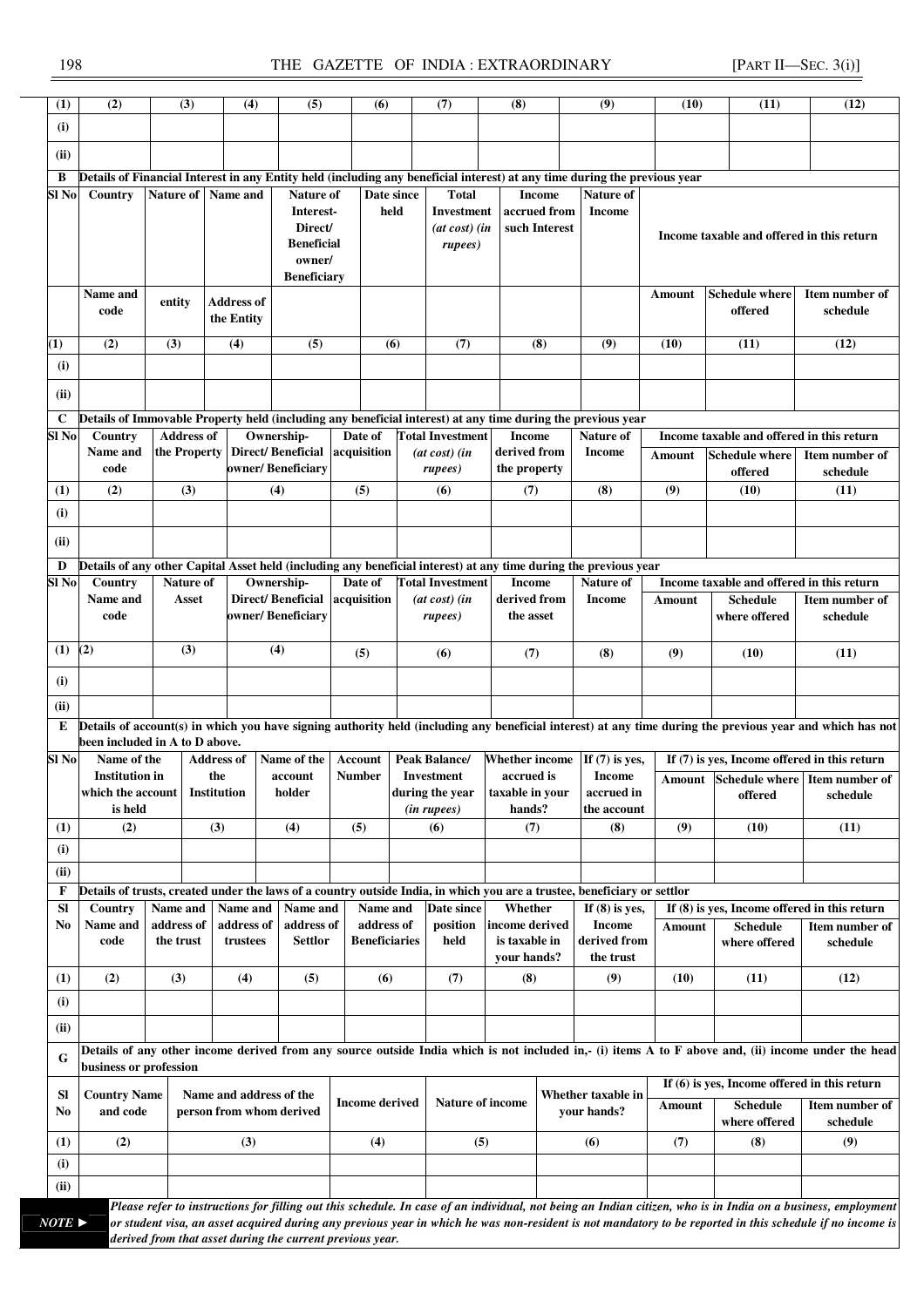| (1) | (2) | (3) | (4) | (5) | (6) | (7) | (8) | (9) | (10) | (11) | (12) |
|---|---|---|---|---|---|---|---|---|---|---|---|
| (i) | | | | | | | | | | | |
| (ii) | | | | | | | | | | | |

**B Details of Financial Interest in any Entity held (including any beneficial interest) at any time during the previous year**

| Sl No | Country Name and code | Nature of entity | Name and Address of the Entity | Nature of Interest- Direct/ Beneficial owner/ Beneficiary | Date since held | Total Investment (at cost) (in rupees) | Income accrued from such Interest | Nature of Income | Income taxable and offered in this return | | |
|---|---|---|---|---|---|---|---|---|---|---|---|
| | | | | | | | | | Amount | Schedule where offered | Item number of schedule |
| (1) | (2) | (3) | (4) | (5) | (6) | (7) | (8) | (9) | (10) | (11) | (12) |
| (i) | | | | | | | | | | | |
| (ii) | | | | | | | | | | | |

**C Details of Immovable Property held (including any beneficial interest) at any time during the previous year**

| Sl No | Country Name and code | Address of the Property | Ownership- Direct/ Beneficial owner/ Beneficiary | Date of acquisition | Total Investment (at cost) (in rupees) | Income derived from the property | Nature of Income | Income taxable and offered in this return | | |
|---|---|---|---|---|---|---|---|---|---|---|
| | | | | | | | | Amount | Schedule where offered | Item number of schedule |
| (1) | (2) | (3) | (4) | (5) | (6) | (7) | (8) | (9) | (10) | (11) |
| (i) | | | | | | | | | | |
| (ii) | | | | | | | | | | |

**D Details of any other Capital Asset held (including any beneficial interest) at any time during the previous year**

| Sl No | Country Name and code | Nature of Asset | Ownership- Direct/ Beneficial owner/ Beneficiary | Date of acquisition | Total Investment (at cost) (in rupees) | Income derived from the asset | Nature of Income | Income taxable and offered in this return | | |
|---|---|---|---|---|---|---|---|---|---|---|
| | | | | | | | | Amount | Schedule where offered | Item number of schedule |
| (1) | (2) | (3) | (4) | (5) | (6) | (7) | (8) | (9) | (10) | (11) |
| (i) | | | | | | | | | | |
| (ii) | | | | | | | | | | |

**E Details of account(s) in which you have signing authority held (including any beneficial interest) at any time during the previous year and which has not been included in A to D above.**

| Sl No | Name of the Institution in which the account is held | Address of the Institution | Name of the account holder | Account Number | Peak Balance/ Investment during the year (in rupees) | Whether income accrued is taxable in your hands? | If (7) is yes, Income accrued in the account | If (7) is yes, Income offered in this return | | |
|---|---|---|---|---|---|---|---|---|---|---|
| | | | | | | | | Amount | Schedule where offered | Item number of schedule |
| (1) | (2) | (3) | (4) | (5) | (6) | (7) | (8) | (9) | (10) | (11) |
| (i) | | | | | | | | | | |
| (ii) | | | | | | | | | | |

**F Details of trusts, created under the laws of a country outside India, in which you are a trustee, beneficiary or settlor**

| Sl No | Country Name and code | Name and address of the trust | Name and address of trustees | Name and address of Settlor | Name and address of Beneficiaries | Date since position held | Whether income derived is taxable in your hands? | If (8) is yes, Income derived from the trust | If (8) is yes, Income offered in this return | | |
|---|---|---|---|---|---|---|---|---|---|---|---|
| | | | | | | | | | Amount | Schedule where offered | Item number of schedule |
| (1) | (2) | (3) | (4) | (5) | (6) | (7) | (8) | (9) | (10) | (11) | (12) |
| (i) | | | | | | | | | | | |
| (ii) | | | | | | | | | | | |

**G Details of any other income derived from any source outside India which is not included in,- (i) items A to F above and, (ii) income under the head business or profession**

| Sl No | Country Name and code | Name and address of the person from whom derived | Income derived | Nature of income | Whether taxable in your hands? | If (6) is yes, Income offered in this return | | |
|---|---|---|---|---|---|---|---|---|
| | | | | | | Amount | Schedule where offered | Item number of schedule |
| (1) | (2) | (3) | (4) | (5) | (6) | (7) | (8) | (9) |
| (i) | | | | | | | | |
| (ii) | | | | | | | | |

**NOTE ►** *Please refer to instructions for filling out this schedule. In case of an individual, not being an Indian citizen, who is in India on a business, employment or student visa, an asset acquired during any previous year in which he was non-resident is not mandatory to be reported in this schedule if no income is derived from that asset during the current previous year.*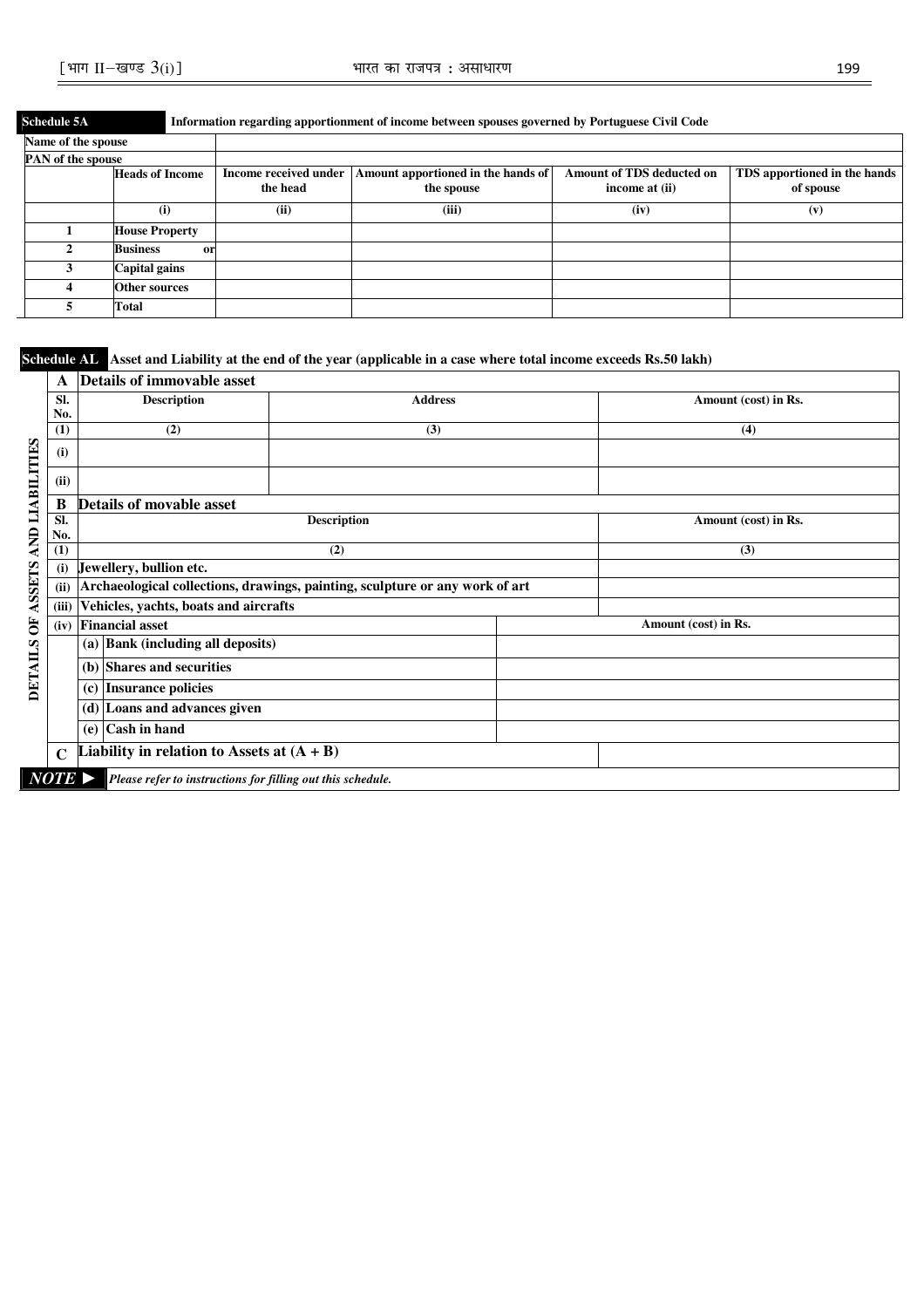| **Schedule 5A** | **Information regarding apportionment of income between spouses governed by Portuguese Civil Code** | | | | |
|---|---|---|---|---|---|
| **Name of the spouse** | | | | | |
| **PAN of the spouse** | | | | | |
| | **Heads of Income** | **Income received under the head** | **Amount apportioned in the hands of the spouse** | **Amount of TDS deducted on income at (ii)** | **TDS apportioned in the hands of spouse** |
| | **(i)** | **(ii)** | **(iii)** | **(iv)** | **(v)** |
| **1** | **House Property** | | | | |
| **2** | **Business or** | | | | |
| **3** | **Capital gains** | | | | |
| **4** | **Other sources** | | | | |
| **5** | **Total** | | | | |

**Schedule AL** **Asset and Liability at the end of the year (applicable in a case where total income exceeds Rs.50 lakh)**

**DETAILS OF ASSETS AND LIABILITIES**

| | | | |
|---|---|---|---|
| **A** | **Details of immovable asset** | | |
| **Sl. No.** | **Description** | **Address** | **Amount (cost) in Rs.** |
| **(1)** | **(2)** | **(3)** | **(4)** |
| **(i)** | | | |
| **(ii)** | | | |

| | | |
|---|---|---|
| **B** | **Details of movable asset** | |
| **Sl. No.** | **Description** | **Amount (cost) in Rs.** |
| **(1)** | **(2)** | **(3)** |
| **(i)** | **Jewellery, bullion etc.** | |
| **(ii)** | **Archaeological collections, drawings, painting, sculpture or any work of art** | |
| **(iii)** | **Vehicles, yachts, boats and aircrafts** | |
| **(iv)** | **Financial asset** | **Amount (cost) in Rs.** |
| | **(a)** **Bank (including all deposits)** | |
| | **(b)** **Shares and securities** | |
| | **(c)** **Insurance policies** | |
| | **(d)** **Loans and advances given** | |
| | **(e)** **Cash in hand** | |
| **C** | **Liability in relation to Assets at (A + B)** | |

***NOTE ►*** ***Please refer to instructions for filling out this schedule.***